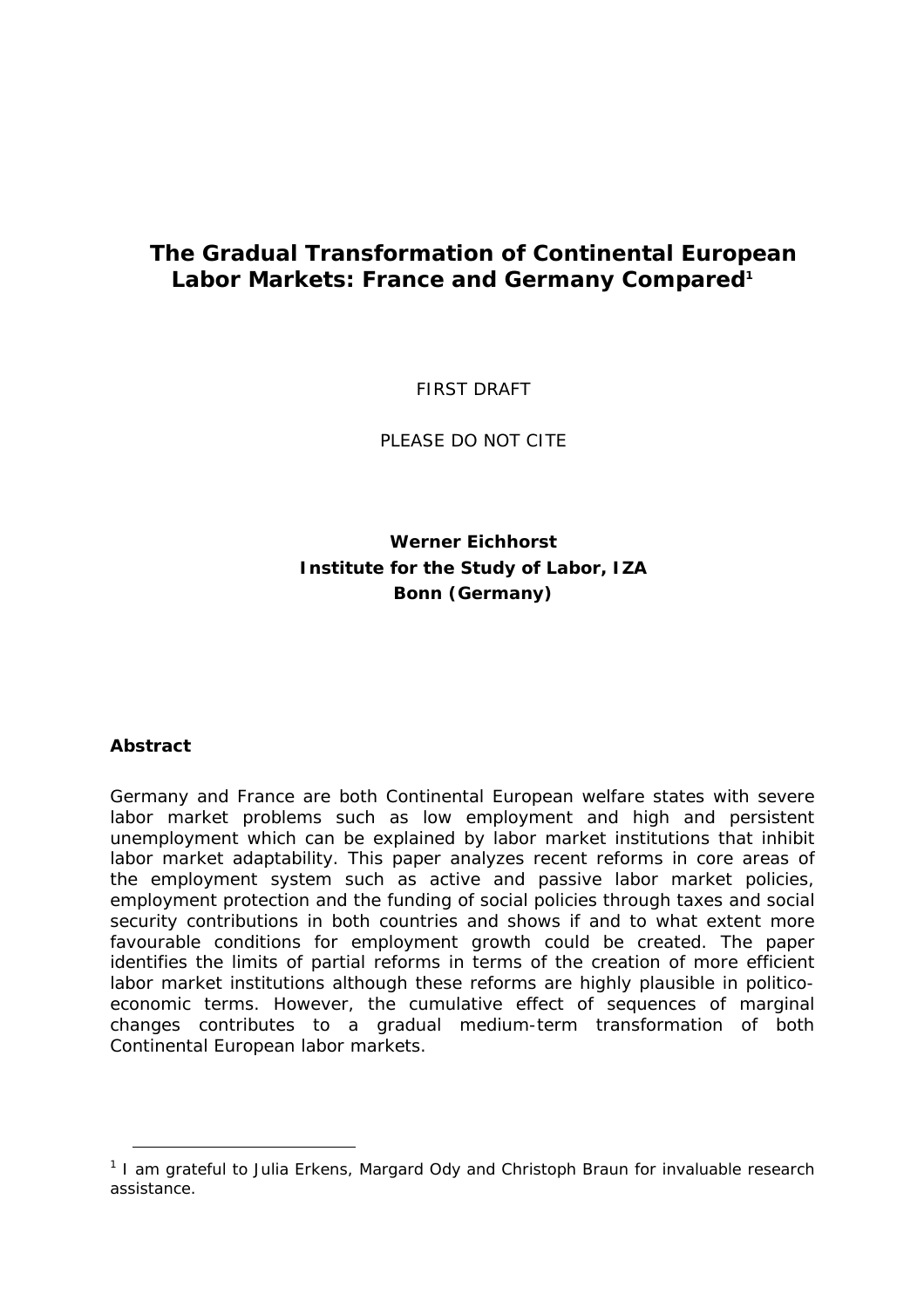# The Gradual Transformation of Continental European Labor Markets: France and Germany Compared[1]

FIRST DRAFT

PLEASE DO NOT CITE

**Werner Eichhorst**
**Institute for the Study of Labor, IZA**
**Bonn (Germany)**

## Abstract

Germany and France are both Continental European welfare states with severe labor market problems such as low employment and high and persistent unemployment which can be explained by labor market institutions that inhibit labor market adaptability. This paper analyzes recent reforms in core areas of the employment system such as active and passive labor market policies, employment protection and the funding of social policies through taxes and social security contributions in both countries and shows if and to what extent more favourable conditions for employment growth could be created. The paper identifies the limits of partial reforms in terms of the creation of more efficient labor market institutions although these reforms are highly plausible in politico-economic terms. However, the cumulative effect of sequences of marginal changes contributes to a gradual medium-term transformation of both Continental European labor markets.

---

[1] I am grateful to Julia Erkens, Margard Ody and Christoph Braun for invaluable research assistance.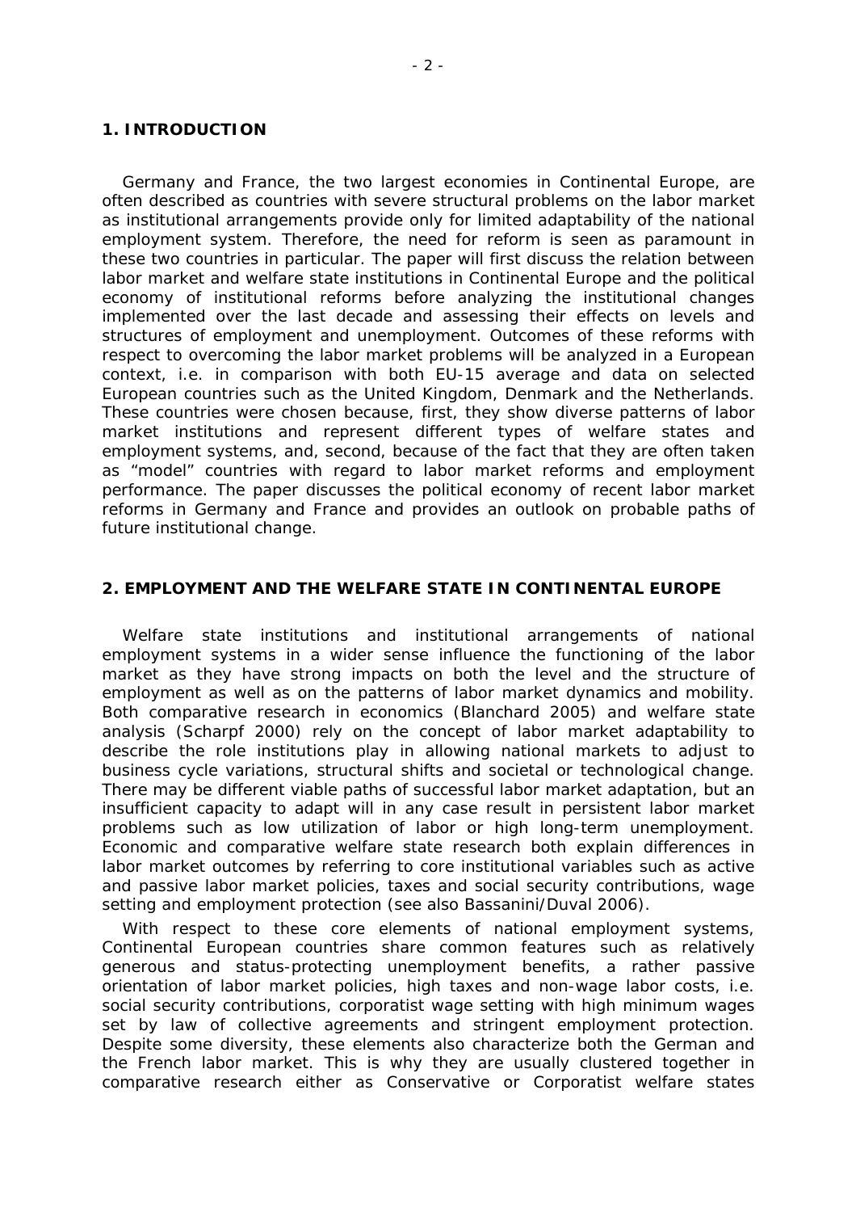## 1. INTRODUCTION

Germany and France, the two largest economies in Continental Europe, are often described as countries with severe structural problems on the labor market as institutional arrangements provide only for limited adaptability of the national employment system. Therefore, the need for reform is seen as paramount in these two countries in particular. The paper will first discuss the relation between labor market and welfare state institutions in Continental Europe and the political economy of institutional reforms before analyzing the institutional changes implemented over the last decade and assessing their effects on levels and structures of employment and unemployment. Outcomes of these reforms with respect to overcoming the labor market problems will be analyzed in a European context, i.e. in comparison with both EU-15 average and data on selected European countries such as the United Kingdom, Denmark and the Netherlands. These countries were chosen because, first, they show diverse patterns of labor market institutions and represent different types of welfare states and employment systems, and, second, because of the fact that they are often taken as "model" countries with regard to labor market reforms and employment performance. The paper discusses the political economy of recent labor market reforms in Germany and France and provides an outlook on probable paths of future institutional change.

## 2. EMPLOYMENT AND THE WELFARE STATE IN CONTINENTAL EUROPE

Welfare state institutions and institutional arrangements of national employment systems in a wider sense influence the functioning of the labor market as they have strong impacts on both the level and the structure of employment as well as on the patterns of labor market dynamics and mobility. Both comparative research in economics (Blanchard 2005) and welfare state analysis (Scharpf 2000) rely on the concept of labor market adaptability to describe the role institutions play in allowing national markets to adjust to business cycle variations, structural shifts and societal or technological change. There may be different viable paths of successful labor market adaptation, but an insufficient capacity to adapt will in any case result in persistent labor market problems such as low utilization of labor or high long-term unemployment. Economic and comparative welfare state research both explain differences in labor market outcomes by referring to core institutional variables such as active and passive labor market policies, taxes and social security contributions, wage setting and employment protection (see also Bassanini/Duval 2006).

With respect to these core elements of national employment systems, Continental European countries share common features such as relatively generous and status-protecting unemployment benefits, a rather passive orientation of labor market policies, high taxes and non-wage labor costs, i.e. social security contributions, corporatist wage setting with high minimum wages set by law of collective agreements and stringent employment protection. Despite some diversity, these elements also characterize both the German and the French labor market. This is why they are usually clustered together in comparative research either as Conservative or Corporatist welfare states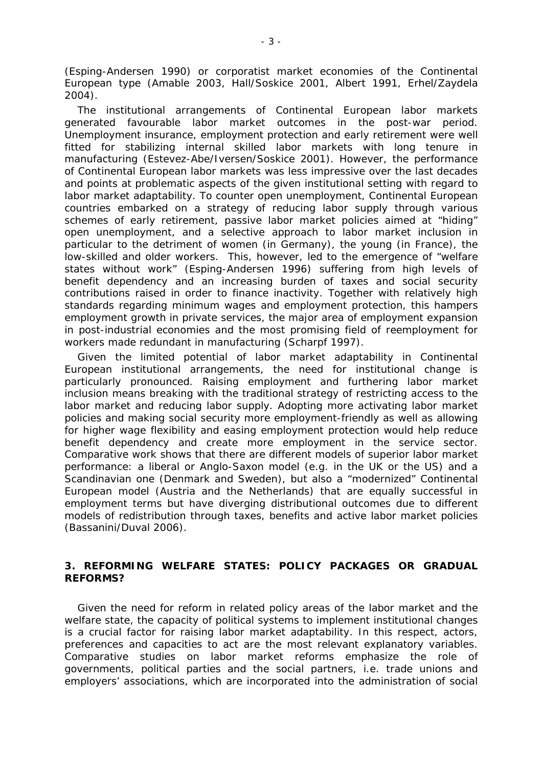(Esping-Andersen 1990) or corporatist market economies of the Continental European type (Amable 2003, Hall/Soskice 2001, Albert 1991, Erhel/Zaydela 2004).

The institutional arrangements of Continental European labor markets generated favourable labor market outcomes in the post-war period. Unemployment insurance, employment protection and early retirement were well fitted for stabilizing internal skilled labor markets with long tenure in manufacturing (Estevez-Abe/Iversen/Soskice 2001). However, the performance of Continental European labor markets was less impressive over the last decades and points at problematic aspects of the given institutional setting with regard to labor market adaptability. To counter open unemployment, Continental European countries embarked on a strategy of reducing labor supply through various schemes of early retirement, passive labor market policies aimed at "hiding" open unemployment, and a selective approach to labor market inclusion in particular to the detriment of women (in Germany), the young (in France), the low-skilled and older workers. This, however, led to the emergence of "welfare states without work" (Esping-Andersen 1996) suffering from high levels of benefit dependency and an increasing burden of taxes and social security contributions raised in order to finance inactivity. Together with relatively high standards regarding minimum wages and employment protection, this hampers employment growth in private services, the major area of employment expansion in post-industrial economies and the most promising field of reemployment for workers made redundant in manufacturing (Scharpf 1997).

Given the limited potential of labor market adaptability in Continental European institutional arrangements, the need for institutional change is particularly pronounced. Raising employment and furthering labor market inclusion means breaking with the traditional strategy of restricting access to the labor market and reducing labor supply. Adopting more activating labor market policies and making social security more employment-friendly as well as allowing for higher wage flexibility and easing employment protection would help reduce benefit dependency and create more employment in the service sector. Comparative work shows that there are different models of superior labor market performance: a liberal or Anglo-Saxon model (e.g. in the UK or the US) and a Scandinavian one (Denmark and Sweden), but also a "modernized" Continental European model (Austria and the Netherlands) that are equally successful in employment terms but have diverging distributional outcomes due to different models of redistribution through taxes, benefits and active labor market policies (Bassanini/Duval 2006).

## 3. REFORMING WELFARE STATES: POLICY PACKAGES OR GRADUAL REFORMS?

Given the need for reform in related policy areas of the labor market and the welfare state, the capacity of political systems to implement institutional changes is a crucial factor for raising labor market adaptability. In this respect, actors, preferences and capacities to act are the most relevant explanatory variables. Comparative studies on labor market reforms emphasize the role of governments, political parties and the social partners, i.e. trade unions and employers' associations, which are incorporated into the administration of social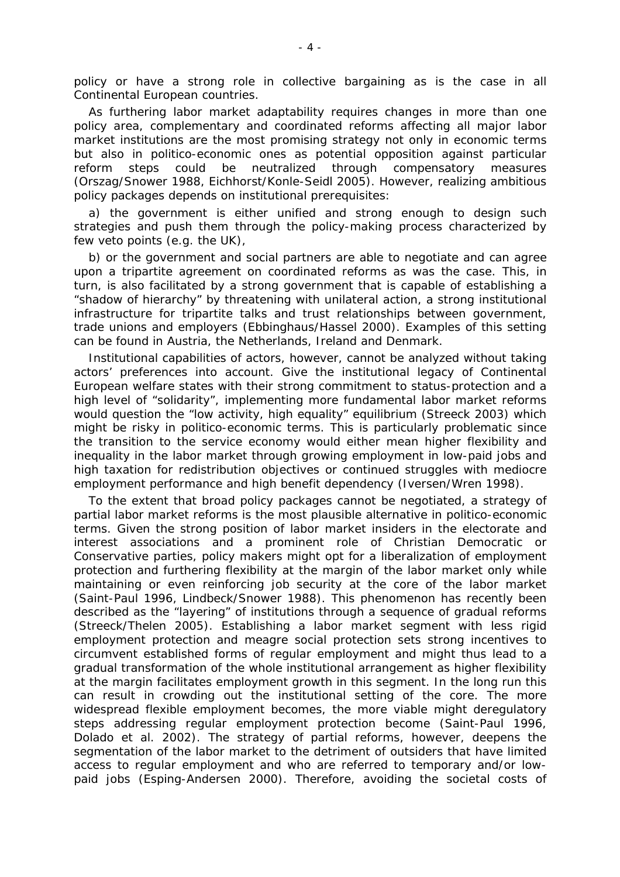policy or have a strong role in collective bargaining as is the case in all Continental European countries.

As furthering labor market adaptability requires changes in more than one policy area, complementary and coordinated reforms affecting all major labor market institutions are the most promising strategy not only in economic terms but also in politico-economic ones as potential opposition against particular reform steps could be neutralized through compensatory measures (Orszag/Snower 1988, Eichhorst/Konle-Seidl 2005). However, realizing ambitious policy packages depends on institutional prerequisites:

a) the government is either unified and strong enough to design such strategies and push them through the policy-making process characterized by few veto points (e.g. the UK),

b) or the government and social partners are able to negotiate and can agree upon a tripartite agreement on coordinated reforms as was the case. This, in turn, is also facilitated by a strong government that is capable of establishing a "shadow of hierarchy" by threatening with unilateral action, a strong institutional infrastructure for tripartite talks and trust relationships between government, trade unions and employers (Ebbinghaus/Hassel 2000). Examples of this setting can be found in Austria, the Netherlands, Ireland and Denmark.

Institutional capabilities of actors, however, cannot be analyzed without taking actors' preferences into account. Give the institutional legacy of Continental European welfare states with their strong commitment to status-protection and a high level of "solidarity", implementing more fundamental labor market reforms would question the "low activity, high equality" equilibrium (Streeck 2003) which might be risky in politico-economic terms. This is particularly problematic since the transition to the service economy would either mean higher flexibility and inequality in the labor market through growing employment in low-paid jobs and high taxation for redistribution objectives or continued struggles with mediocre employment performance and high benefit dependency (Iversen/Wren 1998).

To the extent that broad policy packages cannot be negotiated, a strategy of partial labor market reforms is the most plausible alternative in politico-economic terms. Given the strong position of labor market insiders in the electorate and interest associations and a prominent role of Christian Democratic or Conservative parties, policy makers might opt for a liberalization of employment protection and furthering flexibility at the margin of the labor market only while maintaining or even reinforcing job security at the core of the labor market (Saint-Paul 1996, Lindbeck/Snower 1988). This phenomenon has recently been described as the "layering" of institutions through a sequence of gradual reforms (Streeck/Thelen 2005). Establishing a labor market segment with less rigid employment protection and meagre social protection sets strong incentives to circumvent established forms of regular employment and might thus lead to a gradual transformation of the whole institutional arrangement as higher flexibility at the margin facilitates employment growth in this segment. In the long run this can result in crowding out the institutional setting of the core. The more widespread flexible employment becomes, the more viable might deregulatory steps addressing regular employment protection become (Saint-Paul 1996, Dolado et al. 2002). The strategy of partial reforms, however, deepens the segmentation of the labor market to the detriment of outsiders that have limited access to regular employment and who are referred to temporary and/or low-paid jobs (Esping-Andersen 2000). Therefore, avoiding the societal costs of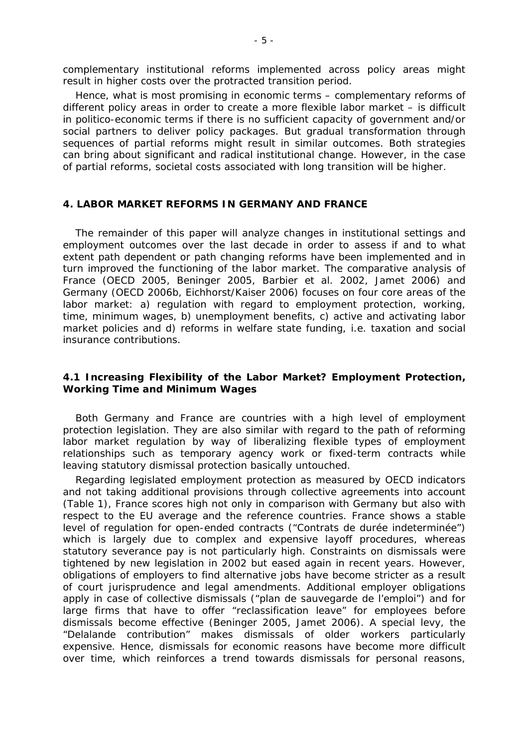complementary institutional reforms implemented across policy areas might result in higher costs over the protracted transition period.

Hence, what is most promising in economic terms – complementary reforms of different policy areas in order to create a more flexible labor market – is difficult in politico-economic terms if there is no sufficient capacity of government and/or social partners to deliver policy packages. But gradual transformation through sequences of partial reforms might result in similar outcomes. Both strategies can bring about significant and radical institutional change. However, in the case of partial reforms, societal costs associated with long transition will be higher.

## 4. LABOR MARKET REFORMS IN GERMANY AND FRANCE

The remainder of this paper will analyze changes in institutional settings and employment outcomes over the last decade in order to assess if and to what extent path dependent or path changing reforms have been implemented and in turn improved the functioning of the labor market. The comparative analysis of France (OECD 2005, Beninger 2005, Barbier et al. 2002, Jamet 2006) and Germany (OECD 2006b, Eichhorst/Kaiser 2006) focuses on four core areas of the labor market: a) regulation with regard to employment protection, working, time, minimum wages, b) unemployment benefits, c) active and activating labor market policies and d) reforms in welfare state funding, i.e. taxation and social insurance contributions.

### 4.1 Increasing Flexibility of the Labor Market? Employment Protection, Working Time and Minimum Wages

Both Germany and France are countries with a high level of employment protection legislation. They are also similar with regard to the path of reforming labor market regulation by way of liberalizing flexible types of employment relationships such as temporary agency work or fixed-term contracts while leaving statutory dismissal protection basically untouched.

Regarding legislated employment protection as measured by OECD indicators and not taking additional provisions through collective agreements into account (Table 1), France scores high not only in comparison with Germany but also with respect to the EU average and the reference countries. France shows a stable level of regulation for open-ended contracts ("Contrats de durée indeterminée") which is largely due to complex and expensive layoff procedures, whereas statutory severance pay is not particularly high. Constraints on dismissals were tightened by new legislation in 2002 but eased again in recent years. However, obligations of employers to find alternative jobs have become stricter as a result of court jurisprudence and legal amendments. Additional employer obligations apply in case of collective dismissals ("plan de sauvegarde de l'emploi") and for large firms that have to offer "reclassification leave" for employees before dismissals become effective (Beninger 2005, Jamet 2006). A special levy, the "Delalande contribution" makes dismissals of older workers particularly expensive. Hence, dismissals for economic reasons have become more difficult over time, which reinforces a trend towards dismissals for personal reasons,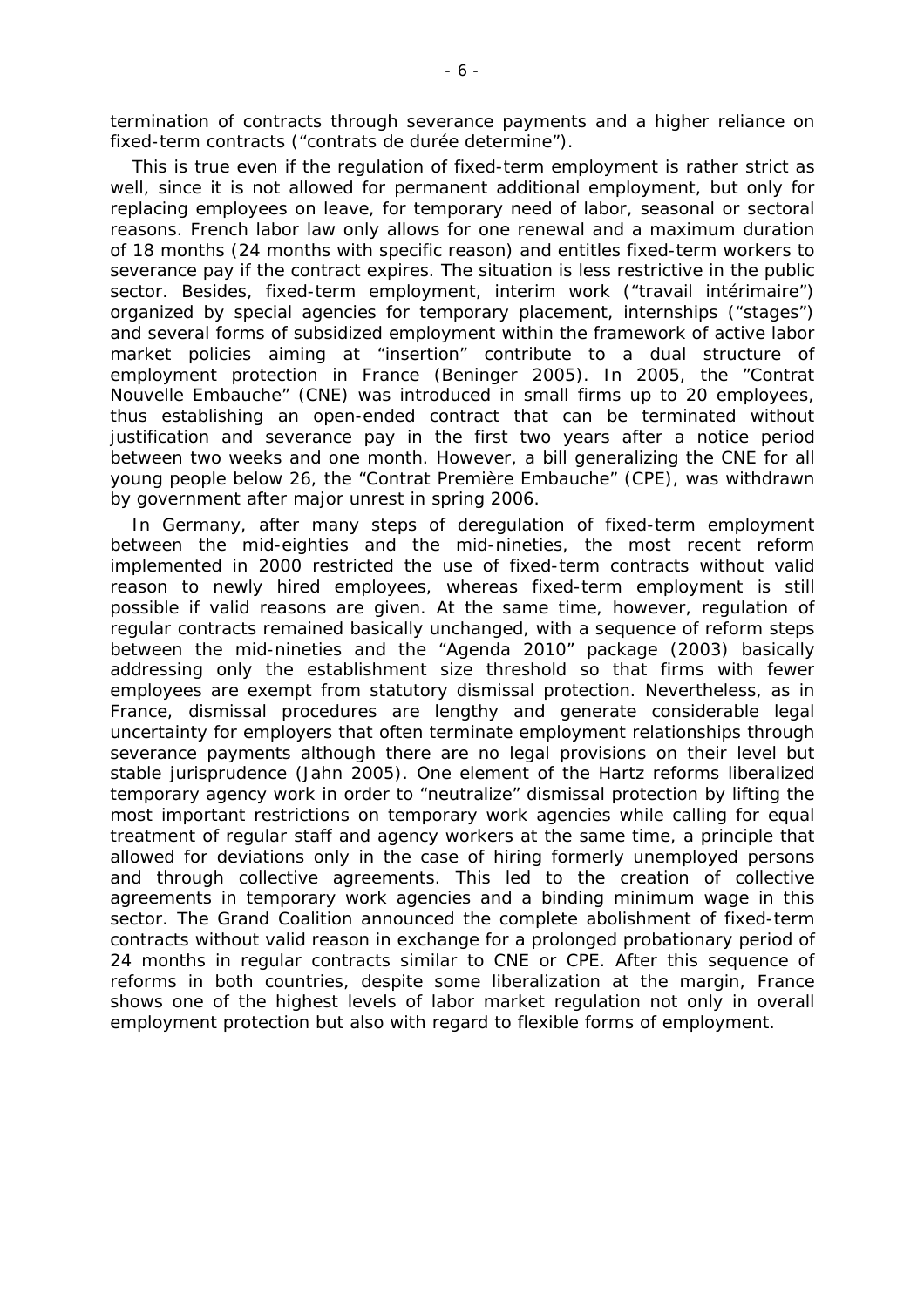termination of contracts through severance payments and a higher reliance on fixed-term contracts ("contrats de durée determine").

This is true even if the regulation of fixed-term employment is rather strict as well, since it is not allowed for permanent additional employment, but only for replacing employees on leave, for temporary need of labor, seasonal or sectoral reasons. French labor law only allows for one renewal and a maximum duration of 18 months (24 months with specific reason) and entitles fixed-term workers to severance pay if the contract expires. The situation is less restrictive in the public sector. Besides, fixed-term employment, interim work ("travail intérimaire") organized by special agencies for temporary placement, internships ("stages") and several forms of subsidized employment within the framework of active labor market policies aiming at "insertion" contribute to a dual structure of employment protection in France (Beninger 2005). In 2005, the "Contrat Nouvelle Embauche" (CNE) was introduced in small firms up to 20 employees, thus establishing an open-ended contract that can be terminated without justification and severance pay in the first two years after a notice period between two weeks and one month. However, a bill generalizing the CNE for all young people below 26, the "Contrat Première Embauche" (CPE), was withdrawn by government after major unrest in spring 2006.

In Germany, after many steps of deregulation of fixed-term employment between the mid-eighties and the mid-nineties, the most recent reform implemented in 2000 restricted the use of fixed-term contracts without valid reason to newly hired employees, whereas fixed-term employment is still possible if valid reasons are given. At the same time, however, regulation of regular contracts remained basically unchanged, with a sequence of reform steps between the mid-nineties and the "Agenda 2010" package (2003) basically addressing only the establishment size threshold so that firms with fewer employees are exempt from statutory dismissal protection. Nevertheless, as in France, dismissal procedures are lengthy and generate considerable legal uncertainty for employers that often terminate employment relationships through severance payments although there are no legal provisions on their level but stable jurisprudence (Jahn 2005). One element of the Hartz reforms liberalized temporary agency work in order to "neutralize" dismissal protection by lifting the most important restrictions on temporary work agencies while calling for equal treatment of regular staff and agency workers at the same time, a principle that allowed for deviations only in the case of hiring formerly unemployed persons and through collective agreements. This led to the creation of collective agreements in temporary work agencies and a binding minimum wage in this sector. The Grand Coalition announced the complete abolishment of fixed-term contracts without valid reason in exchange for a prolonged probationary period of 24 months in regular contracts similar to CNE or CPE. After this sequence of reforms in both countries, despite some liberalization at the margin, France shows one of the highest levels of labor market regulation not only in overall employment protection but also with regard to flexible forms of employment.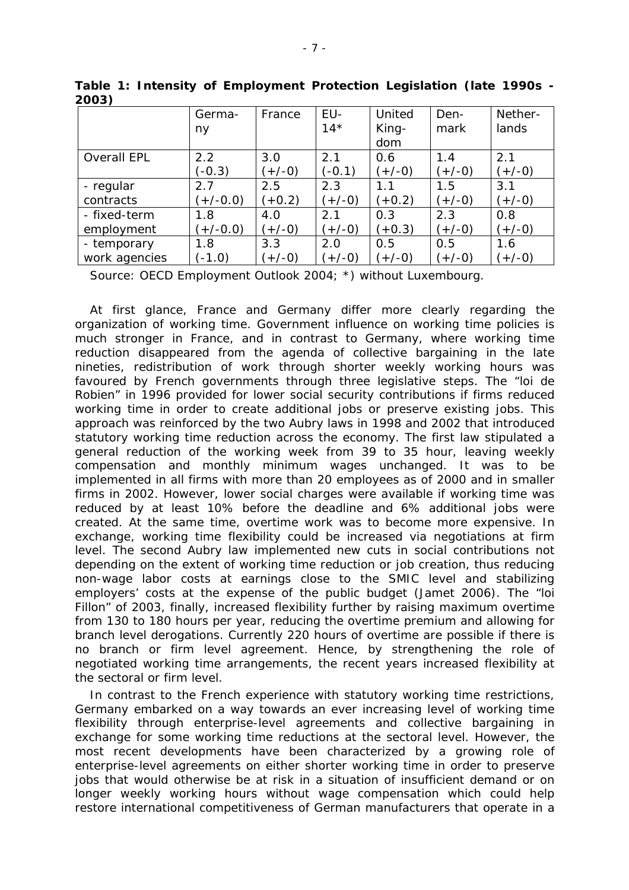**Table 1: Intensity of Employment Protection Legislation (late 1990s - 2003)**

| | Germany | France | EU-14* | United Kingdom | Denmark | Netherlands |
|---|---|---|---|---|---|---|
| Overall EPL | 2.2 (-0.3) | 3.0 (+/-0) | 2.1 (-0.1) | 0.6 (+/-0) | 1.4 (+/-0) | 2.1 (+/-0) |
| - regular contracts | 2.7 (+/-0.0) | 2.5 (+0.2) | 2.3 (+/-0) | 1.1 (+0.2) | 1.5 (+/-0) | 3.1 (+/-0) |
| - fixed-term employment | 1.8 (+/-0.0) | 4.0 (+/-0) | 2.1 (+/-0) | 0.3 (+0.3) | 2.3 (+/-0) | 0.8 (+/-0) |
| - temporary work agencies | 1.8 (-1.0) | 3.3 (+/-0) | 2.0 (+/-0) | 0.5 (+/-0) | 0.5 (+/-0) | 1.6 (+/-0) |

Source: OECD Employment Outlook 2004; *) without Luxembourg.

At first glance, France and Germany differ more clearly regarding the organization of working time. Government influence on working time policies is much stronger in France, and in contrast to Germany, where working time reduction disappeared from the agenda of collective bargaining in the late nineties, redistribution of work through shorter weekly working hours was favoured by French governments through three legislative steps. The "loi de Robien" in 1996 provided for lower social security contributions if firms reduced working time in order to create additional jobs or preserve existing jobs. This approach was reinforced by the two Aubry laws in 1998 and 2002 that introduced statutory working time reduction across the economy. The first law stipulated a general reduction of the working week from 39 to 35 hour, leaving weekly compensation and monthly minimum wages unchanged. It was to be implemented in all firms with more than 20 employees as of 2000 and in smaller firms in 2002. However, lower social charges were available if working time was reduced by at least 10% before the deadline and 6% additional jobs were created. At the same time, overtime work was to become more expensive. In exchange, working time flexibility could be increased via negotiations at firm level. The second Aubry law implemented new cuts in social contributions not depending on the extent of working time reduction or job creation, thus reducing non-wage labor costs at earnings close to the SMIC level and stabilizing employers' costs at the expense of the public budget (Jamet 2006). The "loi Fillon" of 2003, finally, increased flexibility further by raising maximum overtime from 130 to 180 hours per year, reducing the overtime premium and allowing for branch level derogations. Currently 220 hours of overtime are possible if there is no branch or firm level agreement. Hence, by strengthening the role of negotiated working time arrangements, the recent years increased flexibility at the sectoral or firm level.

In contrast to the French experience with statutory working time restrictions, Germany embarked on a way towards an ever increasing level of working time flexibility through enterprise-level agreements and collective bargaining in exchange for some working time reductions at the sectoral level. However, the most recent developments have been characterized by a growing role of enterprise-level agreements on either shorter working time in order to preserve jobs that would otherwise be at risk in a situation of insufficient demand or on longer weekly working hours without wage compensation which could help restore international competitiveness of German manufacturers that operate in a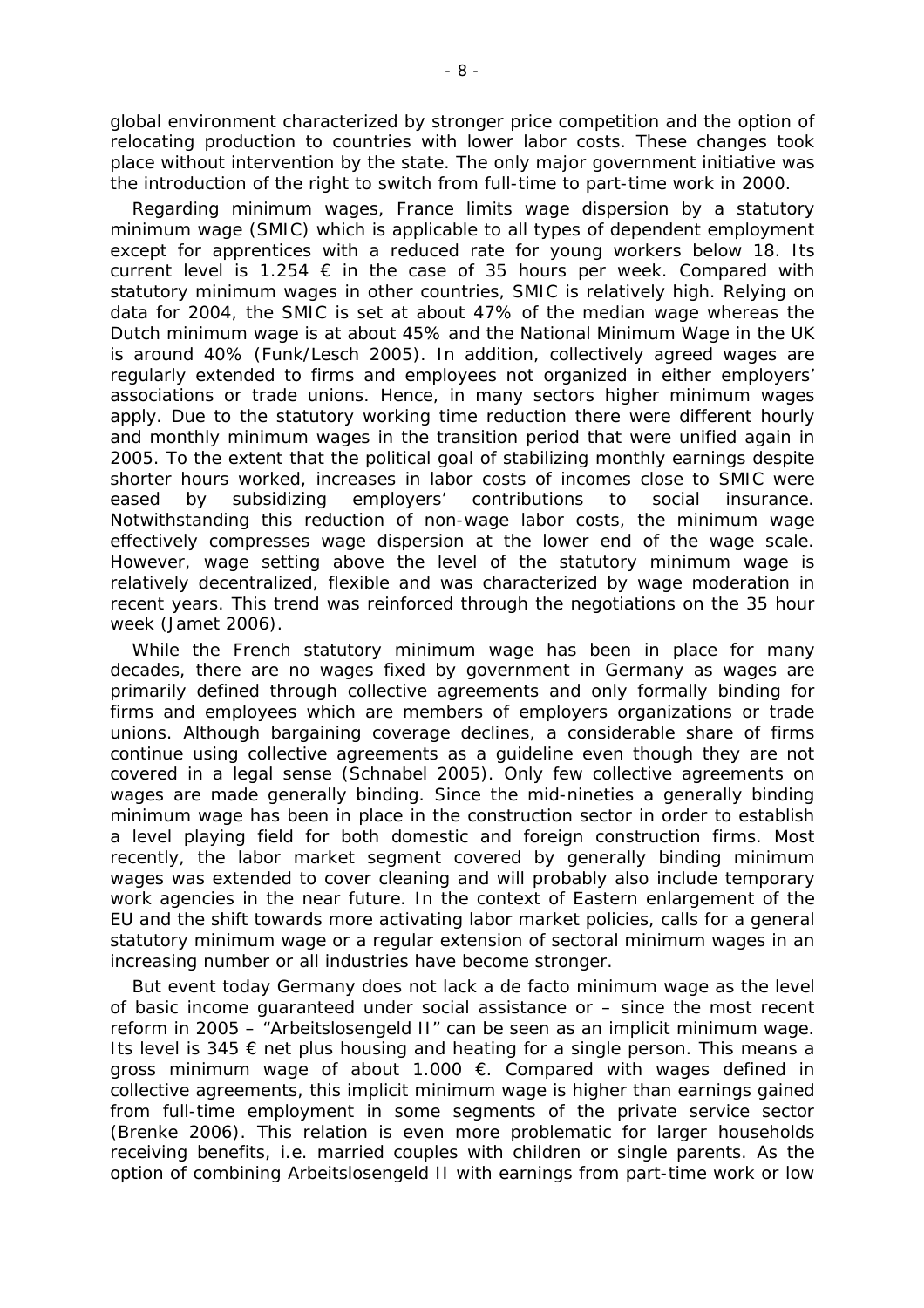global environment characterized by stronger price competition and the option of relocating production to countries with lower labor costs. These changes took place without intervention by the state. The only major government initiative was the introduction of the right to switch from full-time to part-time work in 2000.

Regarding minimum wages, France limits wage dispersion by a statutory minimum wage (SMIC) which is applicable to all types of dependent employment except for apprentices with a reduced rate for young workers below 18. Its current level is 1.254 € in the case of 35 hours per week. Compared with statutory minimum wages in other countries, SMIC is relatively high. Relying on data for 2004, the SMIC is set at about 47% of the median wage whereas the Dutch minimum wage is at about 45% and the National Minimum Wage in the UK is around 40% (Funk/Lesch 2005). In addition, collectively agreed wages are regularly extended to firms and employees not organized in either employers' associations or trade unions. Hence, in many sectors higher minimum wages apply. Due to the statutory working time reduction there were different hourly and monthly minimum wages in the transition period that were unified again in 2005. To the extent that the political goal of stabilizing monthly earnings despite shorter hours worked, increases in labor costs of incomes close to SMIC were eased by subsidizing employers' contributions to social insurance. Notwithstanding this reduction of non-wage labor costs, the minimum wage effectively compresses wage dispersion at the lower end of the wage scale. However, wage setting above the level of the statutory minimum wage is relatively decentralized, flexible and was characterized by wage moderation in recent years. This trend was reinforced through the negotiations on the 35 hour week (Jamet 2006).

While the French statutory minimum wage has been in place for many decades, there are no wages fixed by government in Germany as wages are primarily defined through collective agreements and only formally binding for firms and employees which are members of employers organizations or trade unions. Although bargaining coverage declines, a considerable share of firms continue using collective agreements as a guideline even though they are not covered in a legal sense (Schnabel 2005). Only few collective agreements on wages are made generally binding. Since the mid-nineties a generally binding minimum wage has been in place in the construction sector in order to establish a level playing field for both domestic and foreign construction firms. Most recently, the labor market segment covered by generally binding minimum wages was extended to cover cleaning and will probably also include temporary work agencies in the near future. In the context of Eastern enlargement of the EU and the shift towards more activating labor market policies, calls for a general statutory minimum wage or a regular extension of sectoral minimum wages in an increasing number or all industries have become stronger.

But event today Germany does not lack a de facto minimum wage as the level of basic income guaranteed under social assistance or – since the most recent reform in 2005 – "Arbeitslosengeld II" can be seen as an implicit minimum wage. Its level is 345 € net plus housing and heating for a single person. This means a gross minimum wage of about 1.000 €. Compared with wages defined in collective agreements, this implicit minimum wage is higher than earnings gained from full-time employment in some segments of the private service sector (Brenke 2006). This relation is even more problematic for larger households receiving benefits, i.e. married couples with children or single parents. As the option of combining Arbeitslosengeld II with earnings from part-time work or low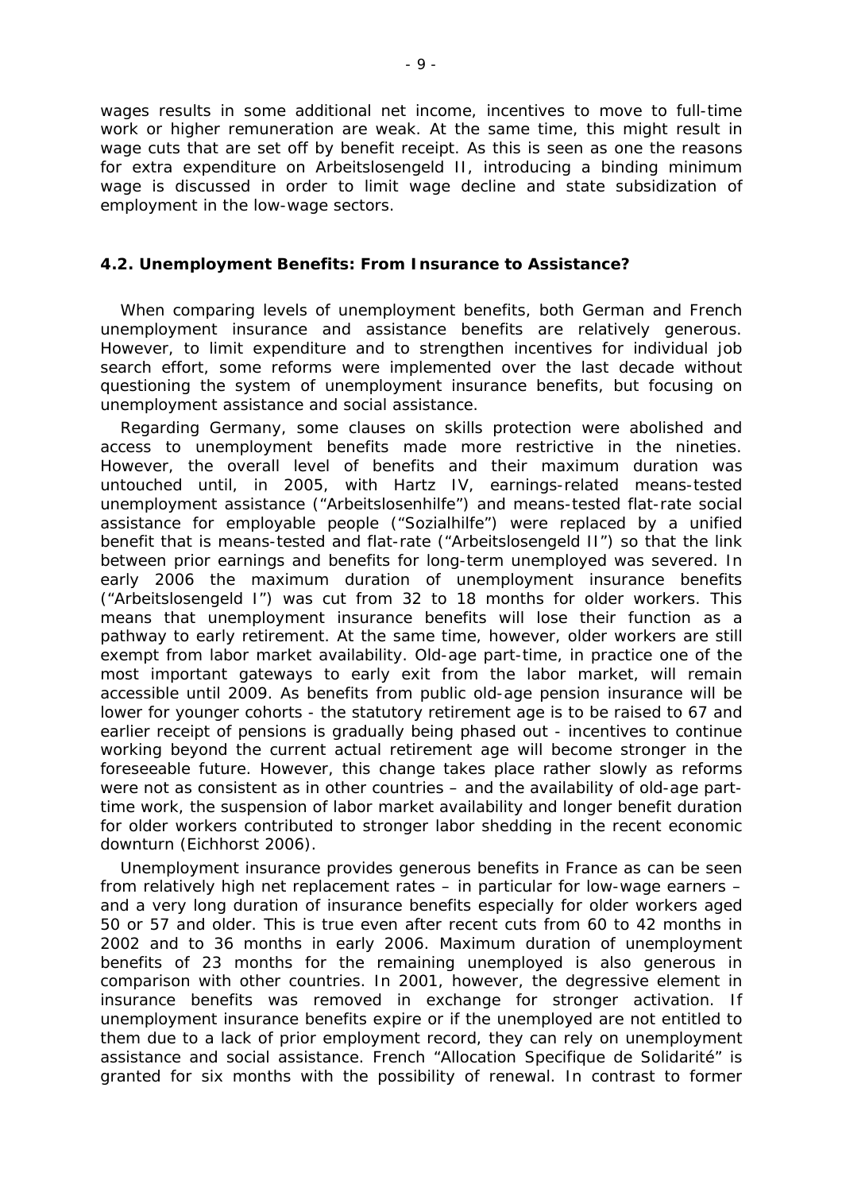wages results in some additional net income, incentives to move to full-time work or higher remuneration are weak. At the same time, this might result in wage cuts that are set off by benefit receipt. As this is seen as one the reasons for extra expenditure on Arbeitslosengeld II, introducing a binding minimum wage is discussed in order to limit wage decline and state subsidization of employment in the low-wage sectors.

### 4.2. Unemployment Benefits: From Insurance to Assistance?

When comparing levels of unemployment benefits, both German and French unemployment insurance and assistance benefits are relatively generous. However, to limit expenditure and to strengthen incentives for individual job search effort, some reforms were implemented over the last decade without questioning the system of unemployment insurance benefits, but focusing on unemployment assistance and social assistance.

Regarding Germany, some clauses on skills protection were abolished and access to unemployment benefits made more restrictive in the nineties. However, the overall level of benefits and their maximum duration was untouched until, in 2005, with Hartz IV, earnings-related means-tested unemployment assistance ("Arbeitslosenhilfe") and means-tested flat-rate social assistance for employable people ("Sozialhilfe") were replaced by a unified benefit that is means-tested and flat-rate ("Arbeitslosengeld II") so that the link between prior earnings and benefits for long-term unemployed was severed. In early 2006 the maximum duration of unemployment insurance benefits ("Arbeitslosengeld I") was cut from 32 to 18 months for older workers. This means that unemployment insurance benefits will lose their function as a pathway to early retirement. At the same time, however, older workers are still exempt from labor market availability. Old-age part-time, in practice one of the most important gateways to early exit from the labor market, will remain accessible until 2009. As benefits from public old-age pension insurance will be lower for younger cohorts - the statutory retirement age is to be raised to 67 and earlier receipt of pensions is gradually being phased out - incentives to continue working beyond the current actual retirement age will become stronger in the foreseeable future. However, this change takes place rather slowly as reforms were not as consistent as in other countries – and the availability of old-age part-time work, the suspension of labor market availability and longer benefit duration for older workers contributed to stronger labor shedding in the recent economic downturn (Eichhorst 2006).

Unemployment insurance provides generous benefits in France as can be seen from relatively high net replacement rates – in particular for low-wage earners – and a very long duration of insurance benefits especially for older workers aged 50 or 57 and older. This is true even after recent cuts from 60 to 42 months in 2002 and to 36 months in early 2006. Maximum duration of unemployment benefits of 23 months for the remaining unemployed is also generous in comparison with other countries. In 2001, however, the degressive element in insurance benefits was removed in exchange for stronger activation. If unemployment insurance benefits expire or if the unemployed are not entitled to them due to a lack of prior employment record, they can rely on unemployment assistance and social assistance. French "Allocation Specifique de Solidarité" is granted for six months with the possibility of renewal. In contrast to former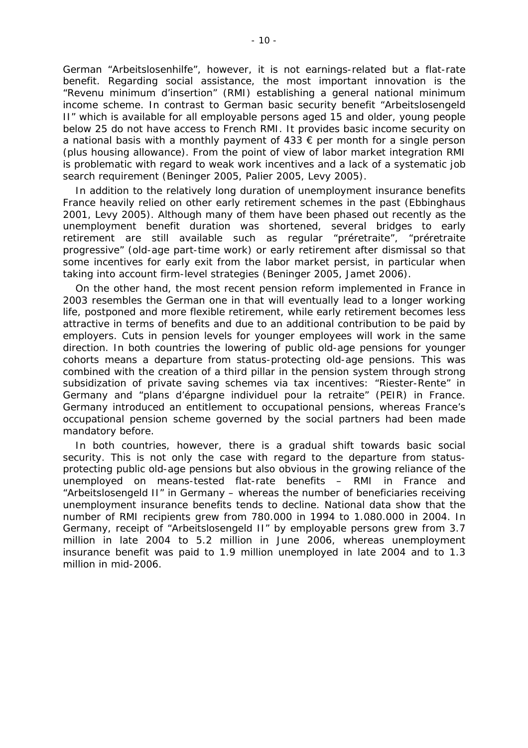German "Arbeitslosenhilfe", however, it is not earnings-related but a flat-rate benefit. Regarding social assistance, the most important innovation is the "Revenu minimum d'insertion" (RMI) establishing a general national minimum income scheme. In contrast to German basic security benefit "Arbeitslosengeld II" which is available for all employable persons aged 15 and older, young people below 25 do not have access to French RMI. It provides basic income security on a national basis with a monthly payment of 433 € per month for a single person (plus housing allowance). From the point of view of labor market integration RMI is problematic with regard to weak work incentives and a lack of a systematic job search requirement (Beninger 2005, Palier 2005, Levy 2005).

In addition to the relatively long duration of unemployment insurance benefits France heavily relied on other early retirement schemes in the past (Ebbinghaus 2001, Levy 2005). Although many of them have been phased out recently as the unemployment benefit duration was shortened, several bridges to early retirement are still available such as regular "préretraite", "préretraite progressive" (old-age part-time work) or early retirement after dismissal so that some incentives for early exit from the labor market persist, in particular when taking into account firm-level strategies (Beninger 2005, Jamet 2006).

On the other hand, the most recent pension reform implemented in France in 2003 resembles the German one in that will eventually lead to a longer working life, postponed and more flexible retirement, while early retirement becomes less attractive in terms of benefits and due to an additional contribution to be paid by employers. Cuts in pension levels for younger employees will work in the same direction. In both countries the lowering of public old-age pensions for younger cohorts means a departure from status-protecting old-age pensions. This was combined with the creation of a third pillar in the pension system through strong subsidization of private saving schemes via tax incentives: "Riester-Rente" in Germany and "plans d'épargne individuel pour la retraite" (PEIR) in France. Germany introduced an entitlement to occupational pensions, whereas France's occupational pension scheme governed by the social partners had been made mandatory before.

In both countries, however, there is a gradual shift towards basic social security. This is not only the case with regard to the departure from status-protecting public old-age pensions but also obvious in the growing reliance of the unemployed on means-tested flat-rate benefits – RMI in France and "Arbeitslosengeld II" in Germany – whereas the number of beneficiaries receiving unemployment insurance benefits tends to decline. National data show that the number of RMI recipients grew from 780.000 in 1994 to 1.080.000 in 2004. In Germany, receipt of "Arbeitslosengeld II" by employable persons grew from 3.7 million in late 2004 to 5.2 million in June 2006, whereas unemployment insurance benefit was paid to 1.9 million unemployed in late 2004 and to 1.3 million in mid-2006.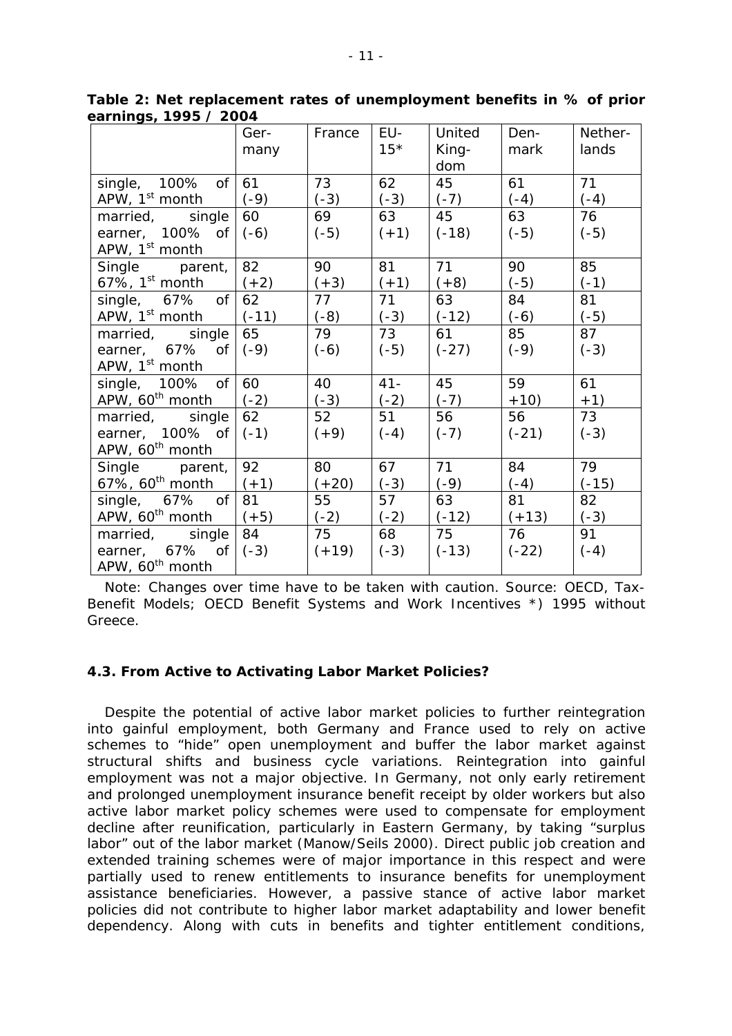**Table 2: Net replacement rates of unemployment benefits in % of prior earnings, 1995 / 2004**

| | Germany | France | EU-15* | United Kingdom | Denmark | Netherlands |
|---|---|---|---|---|---|---|
| single, 100% of APW, 1st month | 61 (-9) | 73 (-3) | 62 (-3) | 45 (-7) | 61 (-4) | 71 (-4) |
| married, single earner, 100% of APW, 1st month | 60 (-6) | 69 (-5) | 63 (+1) | 45 (-18) | 63 (-5) | 76 (-5) |
| Single parent, 67%, 1st month | 82 (+2) | 90 (+3) | 81 (+1) | 71 (+8) | 90 (-5) | 85 (-1) |
| single, 67% of APW, 1st month | 62 (-11) | 77 (-8) | 71 (-3) | 63 (-12) | 84 (-6) | 81 (-5) |
| married, single earner, 67% of APW, 1st month | 65 (-9) | 79 (-6) | 73 (-5) | 61 (-27) | 85 (-9) | 87 (-3) |
| single, 100% of APW, 60th month | 60 (-2) | 40 (-3) | 41- (-2) | 45 (-7) | 59 +10) | 61 +1) |
| married, single earner, 100% of APW, 60th month | 62 (-1) | 52 (+9) | 51 (-4) | 56 (-7) | 56 (-21) | 73 (-3) |
| Single parent, 67%, 60th month | 92 (+1) | 80 (+20) | 67 (-3) | 71 (-9) | 84 (-4) | 79 (-15) |
| single, 67% of APW, 60th month | 81 (+5) | 55 (-2) | 57 (-2) | 63 (-12) | 81 (+13) | 82 (-3) |
| married, single earner, 67% of APW, 60th month | 84 (-3) | 75 (+19) | 68 (-3) | 75 (-13) | 76 (-22) | 91 (-4) |

Note: Changes over time have to be taken with caution. Source: OECD, Tax-Benefit Models; OECD Benefit Systems and Work Incentives *) 1995 without Greece.

### 4.3. From Active to Activating Labor Market Policies?

Despite the potential of active labor market policies to further reintegration into gainful employment, both Germany and France used to rely on active schemes to "hide" open unemployment and buffer the labor market against structural shifts and business cycle variations. Reintegration into gainful employment was not a major objective. In Germany, not only early retirement and prolonged unemployment insurance benefit receipt by older workers but also active labor market policy schemes were used to compensate for employment decline after reunification, particularly in Eastern Germany, by taking "surplus labor" out of the labor market (Manow/Seils 2000). Direct public job creation and extended training schemes were of major importance in this respect and were partially used to renew entitlements to insurance benefits for unemployment assistance beneficiaries. However, a passive stance of active labor market policies did not contribute to higher labor market adaptability and lower benefit dependency. Along with cuts in benefits and tighter entitlement conditions,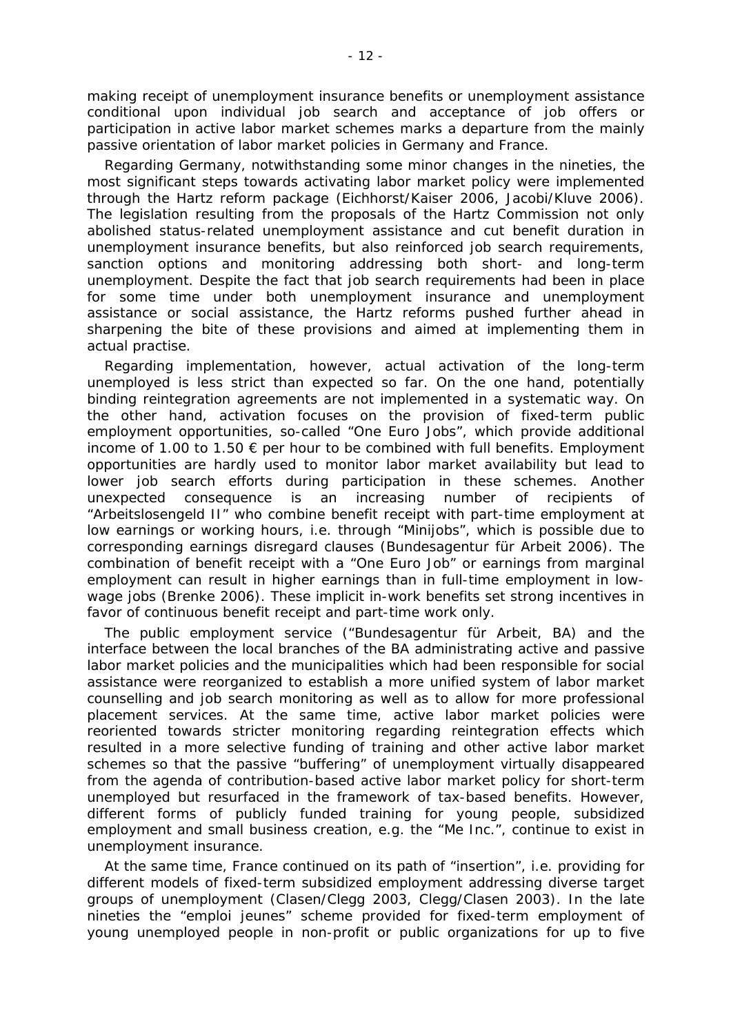making receipt of unemployment insurance benefits or unemployment assistance conditional upon individual job search and acceptance of job offers or participation in active labor market schemes marks a departure from the mainly passive orientation of labor market policies in Germany and France.

Regarding Germany, notwithstanding some minor changes in the nineties, the most significant steps towards activating labor market policy were implemented through the Hartz reform package (Eichhorst/Kaiser 2006, Jacobi/Kluve 2006). The legislation resulting from the proposals of the Hartz Commission not only abolished status-related unemployment assistance and cut benefit duration in unemployment insurance benefits, but also reinforced job search requirements, sanction options and monitoring addressing both short- and long-term unemployment. Despite the fact that job search requirements had been in place for some time under both unemployment insurance and unemployment assistance or social assistance, the Hartz reforms pushed further ahead in sharpening the bite of these provisions and aimed at implementing them in actual practise.

Regarding implementation, however, actual activation of the long-term unemployed is less strict than expected so far. On the one hand, potentially binding reintegration agreements are not implemented in a systematic way. On the other hand, activation focuses on the provision of fixed-term public employment opportunities, so-called "One Euro Jobs", which provide additional income of 1.00 to 1.50 € per hour to be combined with full benefits. Employment opportunities are hardly used to monitor labor market availability but lead to lower job search efforts during participation in these schemes. Another unexpected consequence is an increasing number of recipients of "Arbeitslosengeld II" who combine benefit receipt with part-time employment at low earnings or working hours, i.e. through "Minijobs", which is possible due to corresponding earnings disregard clauses (Bundesagentur für Arbeit 2006). The combination of benefit receipt with a "One Euro Job" or earnings from marginal employment can result in higher earnings than in full-time employment in low-wage jobs (Brenke 2006). These implicit in-work benefits set strong incentives in favor of continuous benefit receipt and part-time work only.

The public employment service ("Bundesagentur für Arbeit, BA) and the interface between the local branches of the BA administrating active and passive labor market policies and the municipalities which had been responsible for social assistance were reorganized to establish a more unified system of labor market counselling and job search monitoring as well as to allow for more professional placement services. At the same time, active labor market policies were reoriented towards stricter monitoring regarding reintegration effects which resulted in a more selective funding of training and other active labor market schemes so that the passive "buffering" of unemployment virtually disappeared from the agenda of contribution-based active labor market policy for short-term unemployed but resurfaced in the framework of tax-based benefits. However, different forms of publicly funded training for young people, subsidized employment and small business creation, e.g. the "Me Inc.", continue to exist in unemployment insurance.

At the same time, France continued on its path of "insertion", i.e. providing for different models of fixed-term subsidized employment addressing diverse target groups of unemployment (Clasen/Clegg 2003, Clegg/Clasen 2003). In the late nineties the "emploi jeunes" scheme provided for fixed-term employment of young unemployed people in non-profit or public organizations for up to five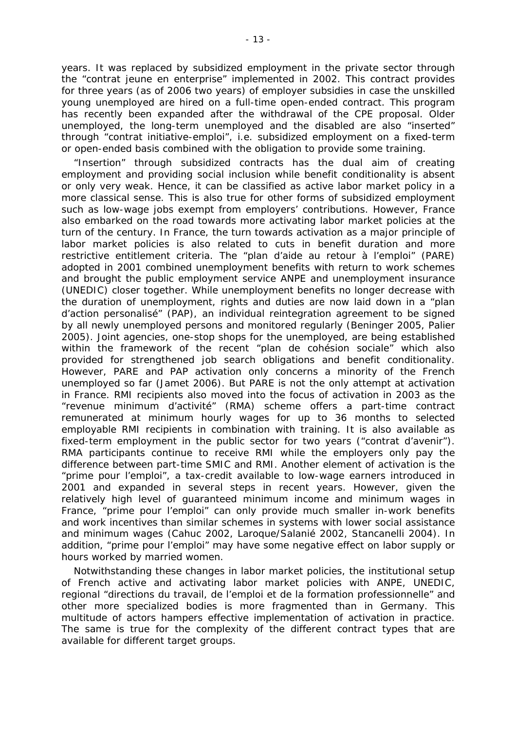years. It was replaced by subsidized employment in the private sector through the "contrat jeune en enterprise" implemented in 2002. This contract provides for three years (as of 2006 two years) of employer subsidies in case the unskilled young unemployed are hired on a full-time open-ended contract. This program has recently been expanded after the withdrawal of the CPE proposal. Older unemployed, the long-term unemployed and the disabled are also "inserted" through "contrat initiative-emploi", i.e. subsidized employment on a fixed-term or open-ended basis combined with the obligation to provide some training.

"Insertion" through subsidized contracts has the dual aim of creating employment and providing social inclusion while benefit conditionality is absent or only very weak. Hence, it can be classified as active labor market policy in a more classical sense. This is also true for other forms of subsidized employment such as low-wage jobs exempt from employers' contributions. However, France also embarked on the road towards more activating labor market policies at the turn of the century. In France, the turn towards activation as a major principle of labor market policies is also related to cuts in benefit duration and more restrictive entitlement criteria. The "plan d'aide au retour à l'emploi" (PARE) adopted in 2001 combined unemployment benefits with return to work schemes and brought the public employment service ANPE and unemployment insurance (UNEDIC) closer together. While unemployment benefits no longer decrease with the duration of unemployment, rights and duties are now laid down in a "plan d'action personalisé" (PAP), an individual reintegration agreement to be signed by all newly unemployed persons and monitored regularly (Beninger 2005, Palier 2005). Joint agencies, one-stop shops for the unemployed, are being established within the framework of the recent "plan de cohésion sociale" which also provided for strengthened job search obligations and benefit conditionality. However, PARE and PAP activation only concerns a minority of the French unemployed so far (Jamet 2006). But PARE is not the only attempt at activation in France. RMI recipients also moved into the focus of activation in 2003 as the "revenue minimum d'activité" (RMA) scheme offers a part-time contract remunerated at minimum hourly wages for up to 36 months to selected employable RMI recipients in combination with training. It is also available as fixed-term employment in the public sector for two years ("contrat d'avenir"). RMA participants continue to receive RMI while the employers only pay the difference between part-time SMIC and RMI. Another element of activation is the "prime pour l'emploi", a tax-credit available to low-wage earners introduced in 2001 and expanded in several steps in recent years. However, given the relatively high level of guaranteed minimum income and minimum wages in France, "prime pour l'emploi" can only provide much smaller in-work benefits and work incentives than similar schemes in systems with lower social assistance and minimum wages (Cahuc 2002, Laroque/Salanié 2002, Stancanelli 2004). In addition, "prime pour l'emploi" may have some negative effect on labor supply or hours worked by married women.

Notwithstanding these changes in labor market policies, the institutional setup of French active and activating labor market policies with ANPE, UNEDIC, regional "directions du travail, de l'emploi et de la formation professionnelle" and other more specialized bodies is more fragmented than in Germany. This multitude of actors hampers effective implementation of activation in practice. The same is true for the complexity of the different contract types that are available for different target groups.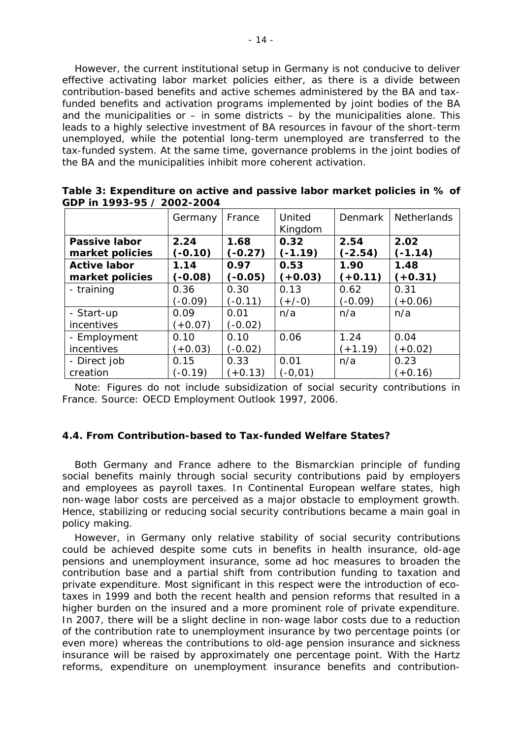However, the current institutional setup in Germany is not conducive to deliver effective activating labor market policies either, as there is a divide between contribution-based benefits and active schemes administered by the BA and tax-funded benefits and activation programs implemented by joint bodies of the BA and the municipalities or – in some districts – by the municipalities alone. This leads to a highly selective investment of BA resources in favour of the short-term unemployed, while the potential long-term unemployed are transferred to the tax-funded system. At the same time, governance problems in the joint bodies of the BA and the municipalities inhibit more coherent activation.

**Table 3: Expenditure on active and passive labor market policies in % of GDP in 1993-95 / 2002-2004**

| | Germany | France | United Kingdom | Denmark | Netherlands |
|---|---|---|---|---|---|
| **Passive labor market policies** | **2.24 (-0.10)** | **1.68 (-0.27)** | **0.32 (-1.19)** | **2.54 (-2.54)** | **2.02 (-1.14)** |
| **Active labor market policies** | **1.14 (-0.08)** | **0.97 (-0.05)** | **0.53 (+0.03)** | **1.90 (+0.11)** | **1.48 (+0.31)** |
| - training | 0.36 (-0.09) | 0.30 (-0.11) | 0.13 (+/-0) | 0.62 (-0.09) | 0.31 (+0.06) |
| - Start-up incentives | 0.09 (+0.07) | 0.01 (-0.02) | n/a | n/a | n/a |
| - Employment incentives | 0.10 (+0.03) | 0.10 (-0.02) | 0.06 | 1.24 (+1.19) | 0.04 (+0.02) |
| - Direct job creation | 0.15 (-0.19) | 0.33 (+0.13) | 0.01 (-0,01) | n/a | 0.23 (+0.16) |

Note: Figures do not include subsidization of social security contributions in France. Source: OECD Employment Outlook 1997, 2006.

#### 4.4. From Contribution-based to Tax-funded Welfare States?

Both Germany and France adhere to the Bismarckian principle of funding social benefits mainly through social security contributions paid by employers and employees as payroll taxes. In Continental European welfare states, high non-wage labor costs are perceived as a major obstacle to employment growth. Hence, stabilizing or reducing social security contributions became a main goal in policy making.

However, in Germany only relative stability of social security contributions could be achieved despite some cuts in benefits in health insurance, old-age pensions and unemployment insurance, some ad hoc measures to broaden the contribution base and a partial shift from contribution funding to taxation and private expenditure. Most significant in this respect were the introduction of eco-taxes in 1999 and both the recent health and pension reforms that resulted in a higher burden on the insured and a more prominent role of private expenditure. In 2007, there will be a slight decline in non-wage labor costs due to a reduction of the contribution rate to unemployment insurance by two percentage points (or even more) whereas the contributions to old-age pension insurance and sickness insurance will be raised by approximately one percentage point. With the Hartz reforms, expenditure on unemployment insurance benefits and contribution-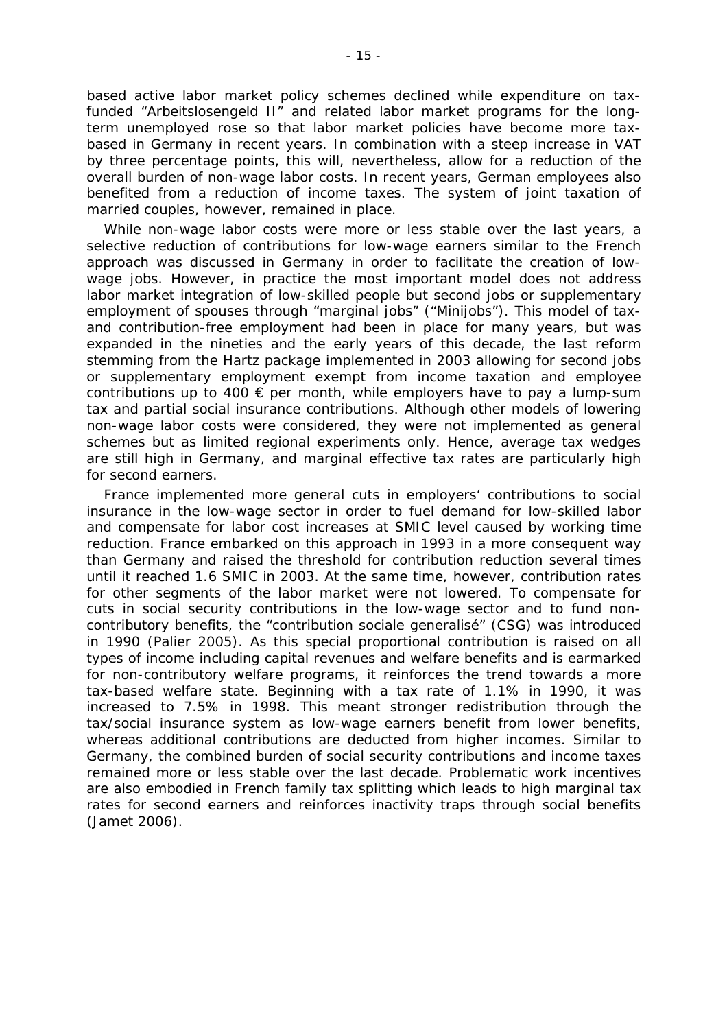based active labor market policy schemes declined while expenditure on tax-funded "Arbeitslosengeld II" and related labor market programs for the long-term unemployed rose so that labor market policies have become more tax-based in Germany in recent years. In combination with a steep increase in VAT by three percentage points, this will, nevertheless, allow for a reduction of the overall burden of non-wage labor costs. In recent years, German employees also benefited from a reduction of income taxes. The system of joint taxation of married couples, however, remained in place.

While non-wage labor costs were more or less stable over the last years, a selective reduction of contributions for low-wage earners similar to the French approach was discussed in Germany in order to facilitate the creation of low-wage jobs. However, in practice the most important model does not address labor market integration of low-skilled people but second jobs or supplementary employment of spouses through "marginal jobs" ("Minijobs"). This model of tax- and contribution-free employment had been in place for many years, but was expanded in the nineties and the early years of this decade, the last reform stemming from the Hartz package implemented in 2003 allowing for second jobs or supplementary employment exempt from income taxation and employee contributions up to 400 € per month, while employers have to pay a lump-sum tax and partial social insurance contributions. Although other models of lowering non-wage labor costs were considered, they were not implemented as general schemes but as limited regional experiments only. Hence, average tax wedges are still high in Germany, and marginal effective tax rates are particularly high for second earners.

France implemented more general cuts in employers' contributions to social insurance in the low-wage sector in order to fuel demand for low-skilled labor and compensate for labor cost increases at SMIC level caused by working time reduction. France embarked on this approach in 1993 in a more consequent way than Germany and raised the threshold for contribution reduction several times until it reached 1.6 SMIC in 2003. At the same time, however, contribution rates for other segments of the labor market were not lowered. To compensate for cuts in social security contributions in the low-wage sector and to fund non-contributory benefits, the "contribution sociale generalisé" (CSG) was introduced in 1990 (Palier 2005). As this special proportional contribution is raised on all types of income including capital revenues and welfare benefits and is earmarked for non-contributory welfare programs, it reinforces the trend towards a more tax-based welfare state. Beginning with a tax rate of 1.1% in 1990, it was increased to 7.5% in 1998. This meant stronger redistribution through the tax/social insurance system as low-wage earners benefit from lower benefits, whereas additional contributions are deducted from higher incomes. Similar to Germany, the combined burden of social security contributions and income taxes remained more or less stable over the last decade. Problematic work incentives are also embodied in French family tax splitting which leads to high marginal tax rates for second earners and reinforces inactivity traps through social benefits (Jamet 2006).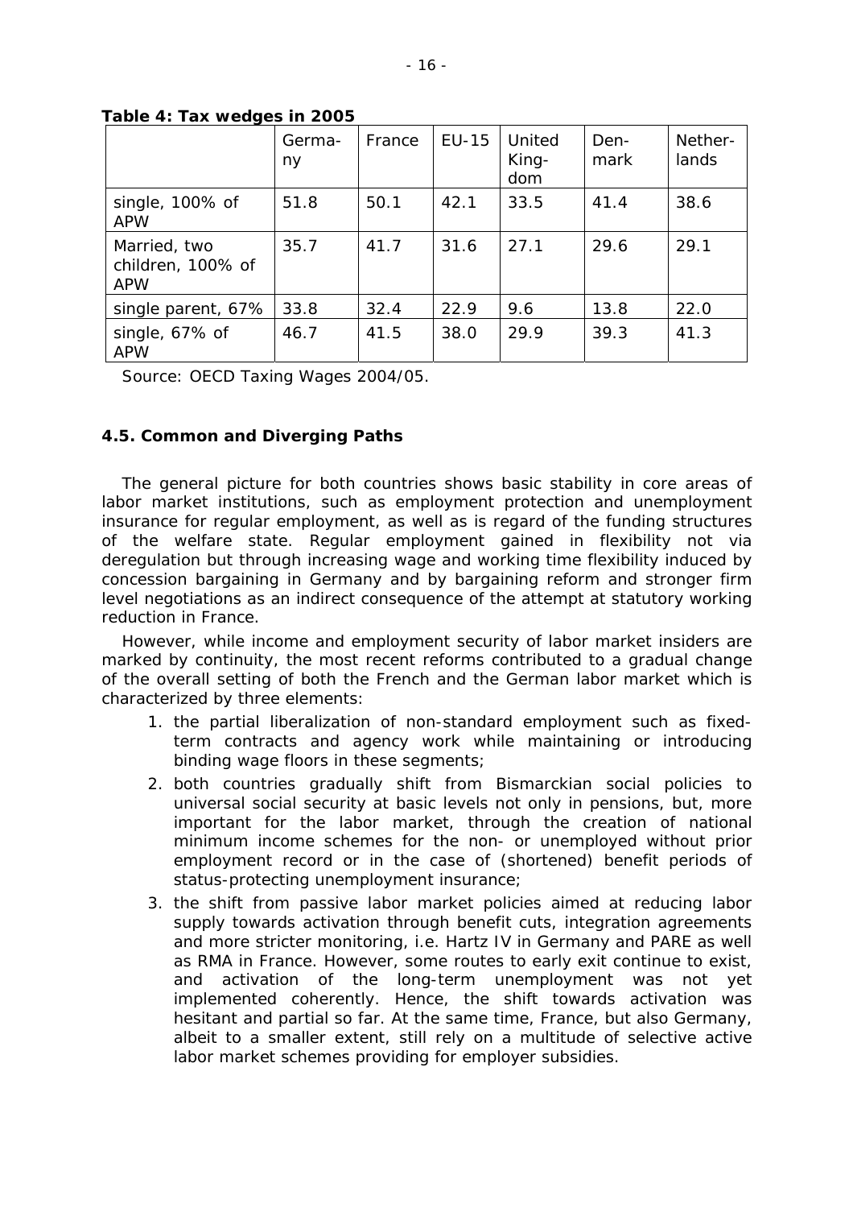**Table 4: Tax wedges in 2005**

| | Germany | France | EU-15 | United Kingdom | Denmark | Netherlands |
|---|---|---|---|---|---|---|
| single, 100% of APW | 51.8 | 50.1 | 42.1 | 33.5 | 41.4 | 38.6 |
| Married, two children, 100% of APW | 35.7 | 41.7 | 31.6 | 27.1 | 29.6 | 29.1 |
| single parent, 67% | 33.8 | 32.4 | 22.9 | 9.6 | 13.8 | 22.0 |
| single, 67% of APW | 46.7 | 41.5 | 38.0 | 29.9 | 39.3 | 41.3 |

Source: OECD Taxing Wages 2004/05.

### 4.5. Common and Diverging Paths

The general picture for both countries shows basic stability in core areas of labor market institutions, such as employment protection and unemployment insurance for regular employment, as well as is regard of the funding structures of the welfare state. Regular employment gained in flexibility not via deregulation but through increasing wage and working time flexibility induced by concession bargaining in Germany and by bargaining reform and stronger firm level negotiations as an indirect consequence of the attempt at statutory working reduction in France.

However, while income and employment security of labor market insiders are marked by continuity, the most recent reforms contributed to a gradual change of the overall setting of both the French and the German labor market which is characterized by three elements:

1. the partial liberalization of non-standard employment such as fixed-term contracts and agency work while maintaining or introducing binding wage floors in these segments;
2. both countries gradually shift from Bismarckian social policies to universal social security at basic levels not only in pensions, but, more important for the labor market, through the creation of national minimum income schemes for the non- or unemployed without prior employment record or in the case of (shortened) benefit periods of status-protecting unemployment insurance;
3. the shift from passive labor market policies aimed at reducing labor supply towards activation through benefit cuts, integration agreements and more stricter monitoring, i.e. Hartz IV in Germany and PARE as well as RMA in France. However, some routes to early exit continue to exist, and activation of the long-term unemployment was not yet implemented coherently. Hence, the shift towards activation was hesitant and partial so far. At the same time, France, but also Germany, albeit to a smaller extent, still rely on a multitude of selective active labor market schemes providing for employer subsidies.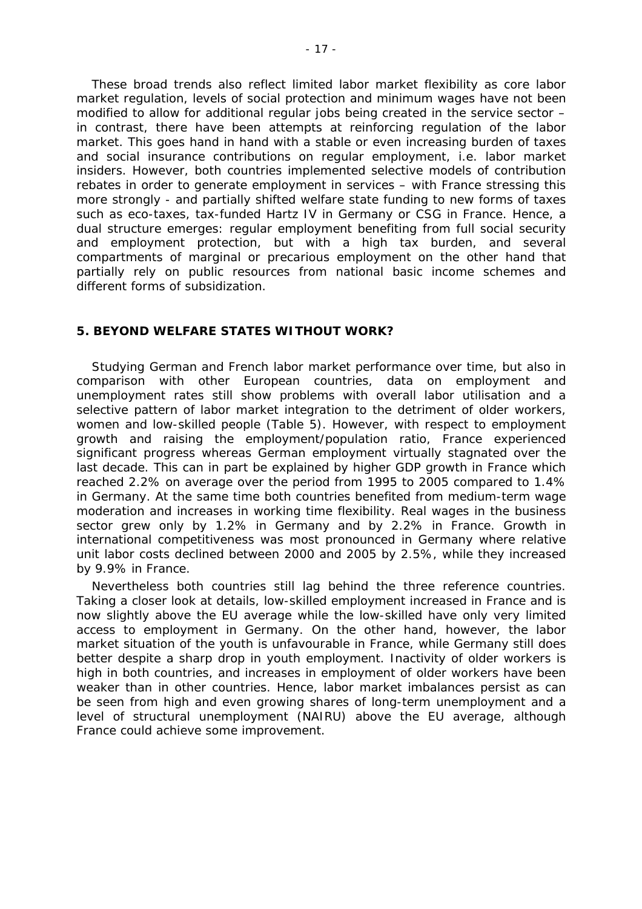These broad trends also reflect limited labor market flexibility as core labor market regulation, levels of social protection and minimum wages have not been modified to allow for additional regular jobs being created in the service sector – in contrast, there have been attempts at reinforcing regulation of the labor market. This goes hand in hand with a stable or even increasing burden of taxes and social insurance contributions on regular employment, i.e. labor market insiders. However, both countries implemented selective models of contribution rebates in order to generate employment in services – with France stressing this more strongly - and partially shifted welfare state funding to new forms of taxes such as eco-taxes, tax-funded Hartz IV in Germany or CSG in France. Hence, a dual structure emerges: regular employment benefiting from full social security and employment protection, but with a high tax burden, and several compartments of marginal or precarious employment on the other hand that partially rely on public resources from national basic income schemes and different forms of subsidization.

## 5. BEYOND WELFARE STATES WITHOUT WORK?

Studying German and French labor market performance over time, but also in comparison with other European countries, data on employment and unemployment rates still show problems with overall labor utilisation and a selective pattern of labor market integration to the detriment of older workers, women and low-skilled people (Table 5). However, with respect to employment growth and raising the employment/population ratio, France experienced significant progress whereas German employment virtually stagnated over the last decade. This can in part be explained by higher GDP growth in France which reached 2.2% on average over the period from 1995 to 2005 compared to 1.4% in Germany. At the same time both countries benefited from medium-term wage moderation and increases in working time flexibility. Real wages in the business sector grew only by 1.2% in Germany and by 2.2% in France. Growth in international competitiveness was most pronounced in Germany where relative unit labor costs declined between 2000 and 2005 by 2.5%, while they increased by 9.9% in France.

Nevertheless both countries still lag behind the three reference countries. Taking a closer look at details, low-skilled employment increased in France and is now slightly above the EU average while the low-skilled have only very limited access to employment in Germany. On the other hand, however, the labor market situation of the youth is unfavourable in France, while Germany still does better despite a sharp drop in youth employment. Inactivity of older workers is high in both countries, and increases in employment of older workers have been weaker than in other countries. Hence, labor market imbalances persist as can be seen from high and even growing shares of long-term unemployment and a level of structural unemployment (NAIRU) above the EU average, although France could achieve some improvement.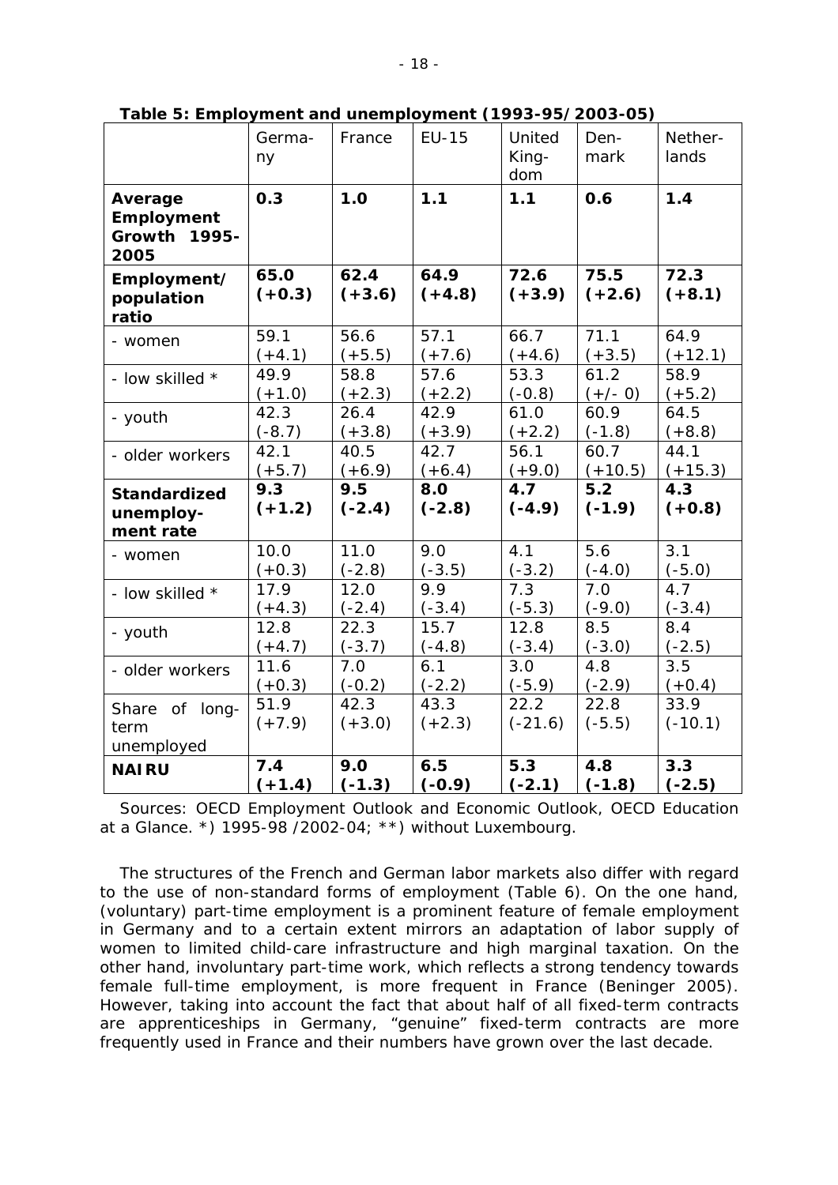**Table 5: Employment and unemployment (1993-95/2003-05)**

| | Germany | France | EU-15 | United Kingdom | Denmark | Netherlands |
|---|---|---|---|---|---|---|
| **Average Employment Growth 1995-2005** | **0.3** | **1.0** | **1.1** | **1.1** | **0.6** | **1.4** |
| **Employment/ population ratio** | **65.0 (+0.3)** | **62.4 (+3.6)** | **64.9 (+4.8)** | **72.6 (+3.9)** | **75.5 (+2.6)** | **72.3 (+8.1)** |
| - women | 59.1 (+4.1) | 56.6 (+5.5) | 57.1 (+7.6) | 66.7 (+4.6) | 71.1 (+3.5) | 64.9 (+12.1) |
| - low skilled * | 49.9 (+1.0) | 58.8 (+2.3) | 57.6 (+2.2) | 53.3 (-0.8) | 61.2 (+/- 0) | 58.9 (+5.2) |
| - youth | 42.3 (-8.7) | 26.4 (+3.8) | 42.9 (+3.9) | 61.0 (+2.2) | 60.9 (-1.8) | 64.5 (+8.8) |
| - older workers | 42.1 (+5.7) | 40.5 (+6.9) | 42.7 (+6.4) | 56.1 (+9.0) | 60.7 (+10.5) | 44.1 (+15.3) |
| **Standardized unemployment rate** | **9.3 (+1.2)** | **9.5 (-2.4)** | **8.0 (-2.8)** | **4.7 (-4.9)** | **5.2 (-1.9)** | **4.3 (+0.8)** |
| - women | 10.0 (+0.3) | 11.0 (-2.8) | 9.0 (-3.5) | 4.1 (-3.2) | 5.6 (-4.0) | 3.1 (-5.0) |
| - low skilled * | 17.9 (+4.3) | 12.0 (-2.4) | 9.9 (-3.4) | 7.3 (-5.3) | 7.0 (-9.0) | 4.7 (-3.4) |
| - youth | 12.8 (+4.7) | 22.3 (-3.7) | 15.7 (-4.8) | 12.8 (-3.4) | 8.5 (-3.0) | 8.4 (-2.5) |
| - older workers | 11.6 (+0.3) | 7.0 (-0.2) | 6.1 (-2.2) | 3.0 (-5.9) | 4.8 (-2.9) | 3.5 (+0.4) |
| Share of long-term unemployed | 51.9 (+7.9) | 42.3 (+3.0) | 43.3 (+2.3) | 22.2 (-21.6) | 22.8 (-5.5) | 33.9 (-10.1) |
| **NAIRU** | **7.4 (+1.4)** | **9.0 (-1.3)** | **6.5 (-0.9)** | **5.3 (-2.1)** | **4.8 (-1.8)** | **3.3 (-2.5)** |

Sources: OECD Employment Outlook and Economic Outlook, OECD Education at a Glance. *) 1995-98 /2002-04; **) without Luxembourg.

The structures of the French and German labor markets also differ with regard to the use of non-standard forms of employment (Table 6). On the one hand, (voluntary) part-time employment is a prominent feature of female employment in Germany and to a certain extent mirrors an adaptation of labor supply of women to limited child-care infrastructure and high marginal taxation. On the other hand, involuntary part-time work, which reflects a strong tendency towards female full-time employment, is more frequent in France (Beninger 2005). However, taking into account the fact that about half of all fixed-term contracts are apprenticeships in Germany, "genuine" fixed-term contracts are more frequently used in France and their numbers have grown over the last decade.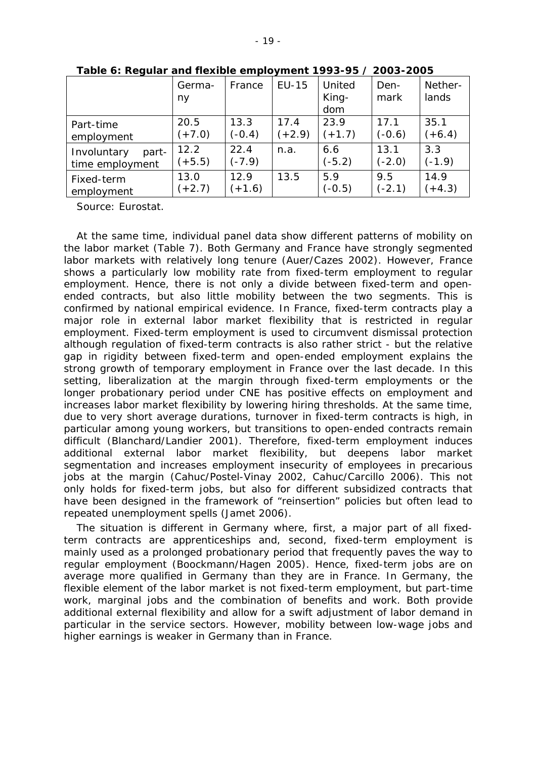**Table 6: Regular and flexible employment 1993-95 / 2003-2005**

| | Germany | France | EU-15 | United Kingdom | Denmark | Netherlands |
|---|---|---|---|---|---|---|
| Part-time employment | 20.5 (+7.0) | 13.3 (-0.4) | 17.4 (+2.9) | 23.9 (+1.7) | 17.1 (-0.6) | 35.1 (+6.4) |
| Involuntary part-time employment | 12.2 (+5.5) | 22.4 (-7.9) | n.a. | 6.6 (-5.2) | 13.1 (-2.0) | 3.3 (-1.9) |
| Fixed-term employment | 13.0 (+2.7) | 12.9 (+1.6) | 13.5 | 5.9 (-0.5) | 9.5 (-2.1) | 14.9 (+4.3) |

Source: Eurostat.

At the same time, individual panel data show different patterns of mobility on the labor market (Table 7). Both Germany and France have strongly segmented labor markets with relatively long tenure (Auer/Cazes 2002). However, France shows a particularly low mobility rate from fixed-term employment to regular employment. Hence, there is not only a divide between fixed-term and open-ended contracts, but also little mobility between the two segments. This is confirmed by national empirical evidence. In France, fixed-term contracts play a major role in external labor market flexibility that is restricted in regular employment. Fixed-term employment is used to circumvent dismissal protection although regulation of fixed-term contracts is also rather strict - but the relative gap in rigidity between fixed-term and open-ended employment explains the strong growth of temporary employment in France over the last decade. In this setting, liberalization at the margin through fixed-term employments or the longer probationary period under CNE has positive effects on employment and increases labor market flexibility by lowering hiring thresholds. At the same time, due to very short average durations, turnover in fixed-term contracts is high, in particular among young workers, but transitions to open-ended contracts remain difficult (Blanchard/Landier 2001). Therefore, fixed-term employment induces additional external labor market flexibility, but deepens labor market segmentation and increases employment insecurity of employees in precarious jobs at the margin (Cahuc/Postel-Vinay 2002, Cahuc/Carcillo 2006). This not only holds for fixed-term jobs, but also for different subsidized contracts that have been designed in the framework of "reinsertion" policies but often lead to repeated unemployment spells (Jamet 2006).

The situation is different in Germany where, first, a major part of all fixed-term contracts are apprenticeships and, second, fixed-term employment is mainly used as a prolonged probationary period that frequently paves the way to regular employment (Boockmann/Hagen 2005). Hence, fixed-term jobs are on average more qualified in Germany than they are in France. In Germany, the flexible element of the labor market is not fixed-term employment, but part-time work, marginal jobs and the combination of benefits and work. Both provide additional external flexibility and allow for a swift adjustment of labor demand in particular in the service sectors. However, mobility between low-wage jobs and higher earnings is weaker in Germany than in France.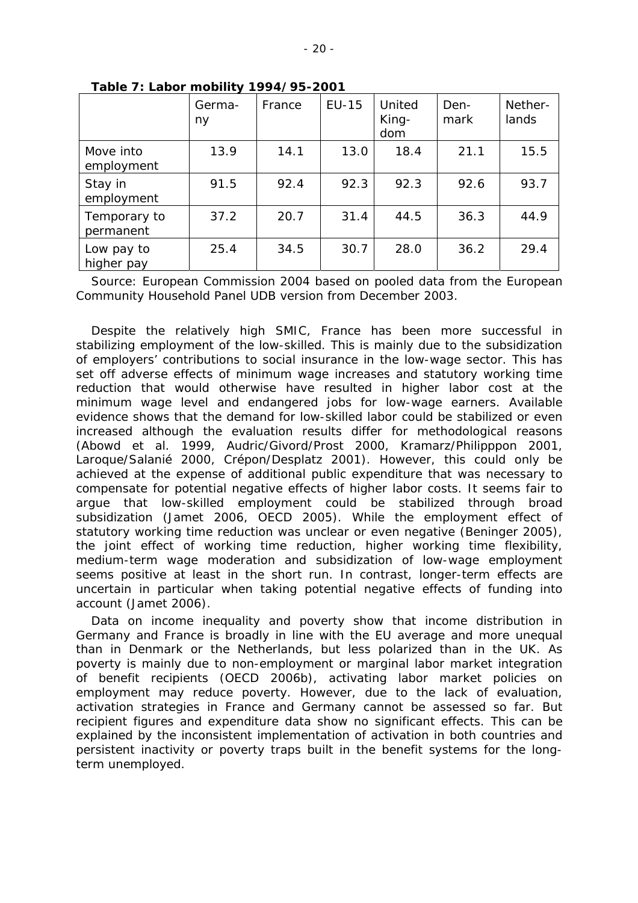**Table 7: Labor mobility 1994/95-2001**

| | Germany | France | EU-15 | United Kingdom | Denmark | Netherlands |
|---|---|---|---|---|---|---|
| Move into employment | 13.9 | 14.1 | 13.0 | 18.4 | 21.1 | 15.5 |
| Stay in employment | 91.5 | 92.4 | 92.3 | 92.3 | 92.6 | 93.7 |
| Temporary to permanent | 37.2 | 20.7 | 31.4 | 44.5 | 36.3 | 44.9 |
| Low pay to higher pay | 25.4 | 34.5 | 30.7 | 28.0 | 36.2 | 29.4 |

Source: European Commission 2004 based on pooled data from the European Community Household Panel UDB version from December 2003.

Despite the relatively high SMIC, France has been more successful in stabilizing employment of the low-skilled. This is mainly due to the subsidization of employers' contributions to social insurance in the low-wage sector. This has set off adverse effects of minimum wage increases and statutory working time reduction that would otherwise have resulted in higher labor cost at the minimum wage level and endangered jobs for low-wage earners. Available evidence shows that the demand for low-skilled labor could be stabilized or even increased although the evaluation results differ for methodological reasons (Abowd et al. 1999, Audric/Givord/Prost 2000, Kramarz/Philipppon 2001, Laroque/Salanié 2000, Crépon/Desplatz 2001). However, this could only be achieved at the expense of additional public expenditure that was necessary to compensate for potential negative effects of higher labor costs. It seems fair to argue that low-skilled employment could be stabilized through broad subsidization (Jamet 2006, OECD 2005). While the employment effect of statutory working time reduction was unclear or even negative (Beninger 2005), the joint effect of working time reduction, higher working time flexibility, medium-term wage moderation and subsidization of low-wage employment seems positive at least in the short run. In contrast, longer-term effects are uncertain in particular when taking potential negative effects of funding into account (Jamet 2006).

Data on income inequality and poverty show that income distribution in Germany and France is broadly in line with the EU average and more unequal than in Denmark or the Netherlands, but less polarized than in the UK. As poverty is mainly due to non-employment or marginal labor market integration of benefit recipients (OECD 2006b), activating labor market policies on employment may reduce poverty. However, due to the lack of evaluation, activation strategies in France and Germany cannot be assessed so far. But recipient figures and expenditure data show no significant effects. This can be explained by the inconsistent implementation of activation in both countries and persistent inactivity or poverty traps built in the benefit systems for the long-term unemployed.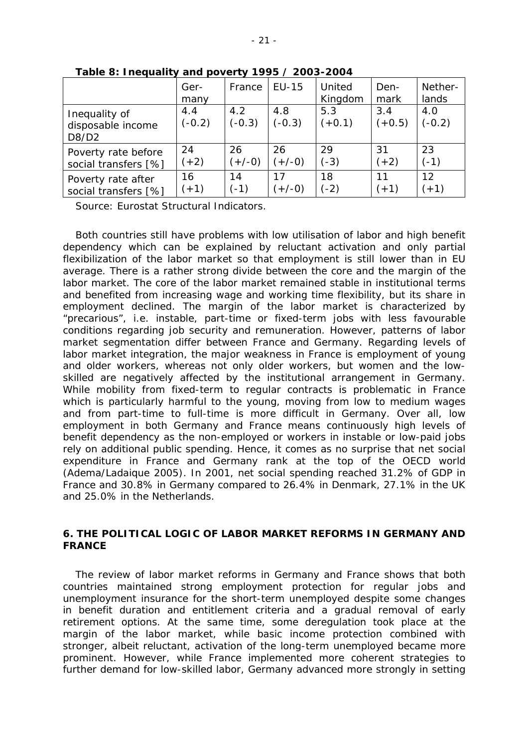**Table 8: Inequality and poverty 1995 / 2003-2004**

| | Germany | France | EU-15 | United Kingdom | Denmark | Netherlands |
|---|---|---|---|---|---|---|
| Inequality of disposable income D8/D2 | 4.4 (-0.2) | 4.2 (-0.3) | 4.8 (-0.3) | 5.3 (+0.1) | 3.4 (+0.5) | 4.0 (-0.2) |
| Poverty rate before social transfers [%] | 24 (+2) | 26 (+/-0) | 26 (+/-0) | 29 (-3) | 31 (+2) | 23 (-1) |
| Poverty rate after social transfers [%] | 16 (+1) | 14 (-1) | 17 (+/-0) | 18 (-2) | 11 (+1) | 12 (+1) |

Source: Eurostat Structural Indicators.

Both countries still have problems with low utilisation of labor and high benefit dependency which can be explained by reluctant activation and only partial flexibilization of the labor market so that employment is still lower than in EU average. There is a rather strong divide between the core and the margin of the labor market. The core of the labor market remained stable in institutional terms and benefited from increasing wage and working time flexibility, but its share in employment declined. The margin of the labor market is characterized by "precarious", i.e. instable, part-time or fixed-term jobs with less favourable conditions regarding job security and remuneration. However, patterns of labor market segmentation differ between France and Germany. Regarding levels of labor market integration, the major weakness in France is employment of young and older workers, whereas not only older workers, but women and the low-skilled are negatively affected by the institutional arrangement in Germany. While mobility from fixed-term to regular contracts is problematic in France which is particularly harmful to the young, moving from low to medium wages and from part-time to full-time is more difficult in Germany. Over all, low employment in both Germany and France means continuously high levels of benefit dependency as the non-employed or workers in instable or low-paid jobs rely on additional public spending. Hence, it comes as no surprise that net social expenditure in France and Germany rank at the top of the OECD world (Adema/Ladaique 2005). In 2001, net social spending reached 31.2% of GDP in France and 30.8% in Germany compared to 26.4% in Denmark, 27.1% in the UK and 25.0% in the Netherlands.

## 6. THE POLITICAL LOGIC OF LABOR MARKET REFORMS IN GERMANY AND FRANCE

The review of labor market reforms in Germany and France shows that both countries maintained strong employment protection for regular jobs and unemployment insurance for the short-term unemployed despite some changes in benefit duration and entitlement criteria and a gradual removal of early retirement options. At the same time, some deregulation took place at the margin of the labor market, while basic income protection combined with stronger, albeit reluctant, activation of the long-term unemployed became more prominent. However, while France implemented more coherent strategies to further demand for low-skilled labor, Germany advanced more strongly in setting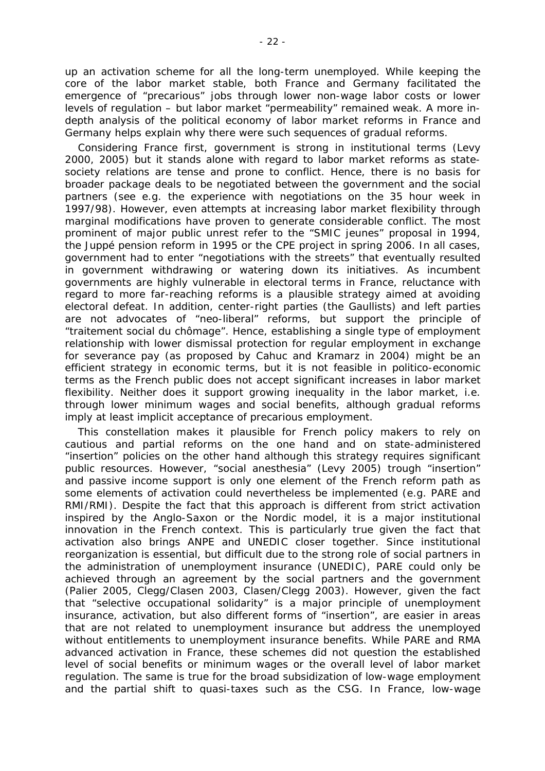up an activation scheme for all the long-term unemployed. While keeping the core of the labor market stable, both France and Germany facilitated the emergence of "precarious" jobs through lower non-wage labor costs or lower levels of regulation – but labor market "permeability" remained weak. A more in-depth analysis of the political economy of labor market reforms in France and Germany helps explain why there were such sequences of gradual reforms.

Considering France first, government is strong in institutional terms (Levy 2000, 2005) but it stands alone with regard to labor market reforms as state-society relations are tense and prone to conflict. Hence, there is no basis for broader package deals to be negotiated between the government and the social partners (see e.g. the experience with negotiations on the 35 hour week in 1997/98). However, even attempts at increasing labor market flexibility through marginal modifications have proven to generate considerable conflict. The most prominent of major public unrest refer to the "SMIC jeunes" proposal in 1994, the Juppé pension reform in 1995 or the CPE project in spring 2006. In all cases, government had to enter "negotiations with the streets" that eventually resulted in government withdrawing or watering down its initiatives. As incumbent governments are highly vulnerable in electoral terms in France, reluctance with regard to more far-reaching reforms is a plausible strategy aimed at avoiding electoral defeat. In addition, center-right parties (the Gaullists) and left parties are not advocates of "neo-liberal" reforms, but support the principle of "traitement social du chômage". Hence, establishing a single type of employment relationship with lower dismissal protection for regular employment in exchange for severance pay (as proposed by Cahuc and Kramarz in 2004) might be an efficient strategy in economic terms, but it is not feasible in politico-economic terms as the French public does not accept significant increases in labor market flexibility. Neither does it support growing inequality in the labor market, i.e. through lower minimum wages and social benefits, although gradual reforms imply at least implicit acceptance of precarious employment.

This constellation makes it plausible for French policy makers to rely on cautious and partial reforms on the one hand and on state-administered "insertion" policies on the other hand although this strategy requires significant public resources. However, "social anesthesia" (Levy 2005) trough "insertion" and passive income support is only one element of the French reform path as some elements of activation could nevertheless be implemented (e.g. PARE and RMI/RMI). Despite the fact that this approach is different from strict activation inspired by the Anglo-Saxon or the Nordic model, it is a major institutional innovation in the French context. This is particularly true given the fact that activation also brings ANPE and UNEDIC closer together. Since institutional reorganization is essential, but difficult due to the strong role of social partners in the administration of unemployment insurance (UNEDIC), PARE could only be achieved through an agreement by the social partners and the government (Palier 2005, Clegg/Clasen 2003, Clasen/Clegg 2003). However, given the fact that "selective occupational solidarity" is a major principle of unemployment insurance, activation, but also different forms of "insertion", are easier in areas that are not related to unemployment insurance but address the unemployed without entitlements to unemployment insurance benefits. While PARE and RMA advanced activation in France, these schemes did not question the established level of social benefits or minimum wages or the overall level of labor market regulation. The same is true for the broad subsidization of low-wage employment and the partial shift to quasi-taxes such as the CSG. In France, low-wage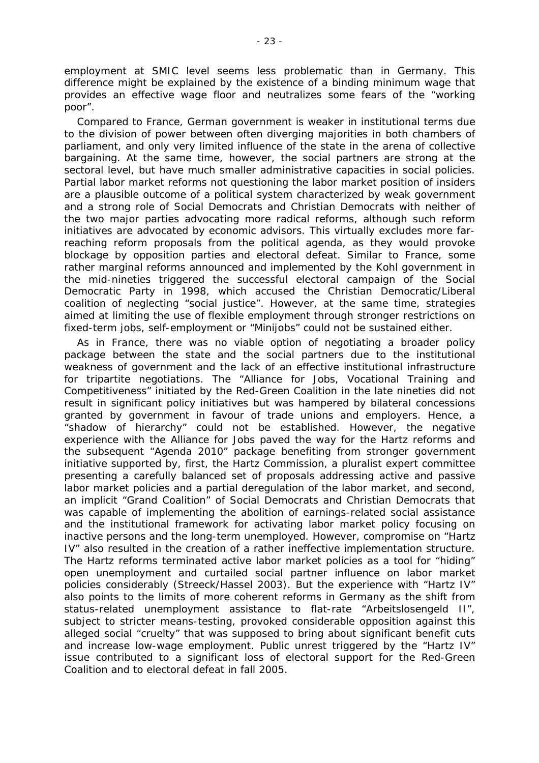employment at SMIC level seems less problematic than in Germany. This difference might be explained by the existence of a binding minimum wage that provides an effective wage floor and neutralizes some fears of the "working poor".

Compared to France, German government is weaker in institutional terms due to the division of power between often diverging majorities in both chambers of parliament, and only very limited influence of the state in the arena of collective bargaining. At the same time, however, the social partners are strong at the sectoral level, but have much smaller administrative capacities in social policies. Partial labor market reforms not questioning the labor market position of insiders are a plausible outcome of a political system characterized by weak government and a strong role of Social Democrats and Christian Democrats with neither of the two major parties advocating more radical reforms, although such reform initiatives are advocated by economic advisors. This virtually excludes more far-reaching reform proposals from the political agenda, as they would provoke blockage by opposition parties and electoral defeat. Similar to France, some rather marginal reforms announced and implemented by the Kohl government in the mid-nineties triggered the successful electoral campaign of the Social Democratic Party in 1998, which accused the Christian Democratic/Liberal coalition of neglecting "social justice". However, at the same time, strategies aimed at limiting the use of flexible employment through stronger restrictions on fixed-term jobs, self-employment or "Minijobs" could not be sustained either.

As in France, there was no viable option of negotiating a broader policy package between the state and the social partners due to the institutional weakness of government and the lack of an effective institutional infrastructure for tripartite negotiations. The "Alliance for Jobs, Vocational Training and Competitiveness" initiated by the Red-Green Coalition in the late nineties did not result in significant policy initiatives but was hampered by bilateral concessions granted by government in favour of trade unions and employers. Hence, a "shadow of hierarchy" could not be established. However, the negative experience with the Alliance for Jobs paved the way for the Hartz reforms and the subsequent "Agenda 2010" package benefiting from stronger government initiative supported by, first, the Hartz Commission, a pluralist expert committee presenting a carefully balanced set of proposals addressing active and passive labor market policies and a partial deregulation of the labor market, and second, an implicit "Grand Coalition" of Social Democrats and Christian Democrats that was capable of implementing the abolition of earnings-related social assistance and the institutional framework for activating labor market policy focusing on inactive persons and the long-term unemployed. However, compromise on "Hartz IV" also resulted in the creation of a rather ineffective implementation structure. The Hartz reforms terminated active labor market policies as a tool for "hiding" open unemployment and curtailed social partner influence on labor market policies considerably (Streeck/Hassel 2003). But the experience with "Hartz IV" also points to the limits of more coherent reforms in Germany as the shift from status-related unemployment assistance to flat-rate "Arbeitslosengeld II", subject to stricter means-testing, provoked considerable opposition against this alleged social "cruelty" that was supposed to bring about significant benefit cuts and increase low-wage employment. Public unrest triggered by the "Hartz IV" issue contributed to a significant loss of electoral support for the Red-Green Coalition and to electoral defeat in fall 2005.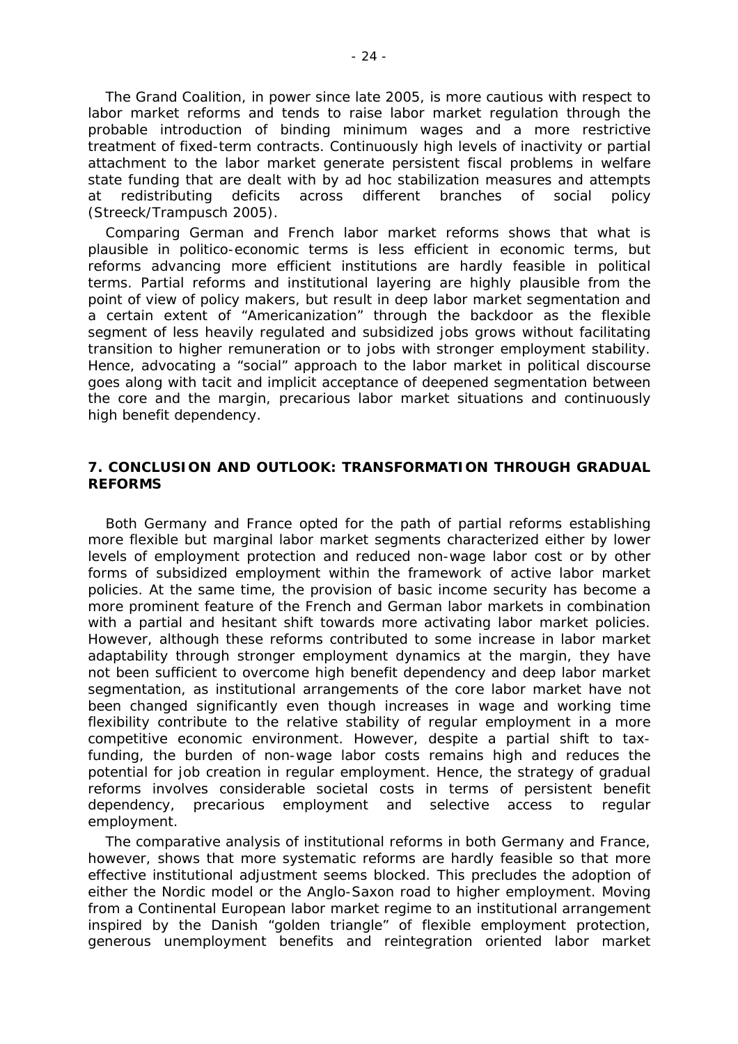The Grand Coalition, in power since late 2005, is more cautious with respect to labor market reforms and tends to raise labor market regulation through the probable introduction of binding minimum wages and a more restrictive treatment of fixed-term contracts. Continuously high levels of inactivity or partial attachment to the labor market generate persistent fiscal problems in welfare state funding that are dealt with by ad hoc stabilization measures and attempts at redistributing deficits across different branches of social policy (Streeck/Trampusch 2005).

Comparing German and French labor market reforms shows that what is plausible in politico-economic terms is less efficient in economic terms, but reforms advancing more efficient institutions are hardly feasible in political terms. Partial reforms and institutional layering are highly plausible from the point of view of policy makers, but result in deep labor market segmentation and a certain extent of "Americanization" through the backdoor as the flexible segment of less heavily regulated and subsidized jobs grows without facilitating transition to higher remuneration or to jobs with stronger employment stability. Hence, advocating a "social" approach to the labor market in political discourse goes along with tacit and implicit acceptance of deepened segmentation between the core and the margin, precarious labor market situations and continuously high benefit dependency.

## 7. CONCLUSION AND OUTLOOK: TRANSFORMATION THROUGH GRADUAL REFORMS

Both Germany and France opted for the path of partial reforms establishing more flexible but marginal labor market segments characterized either by lower levels of employment protection and reduced non-wage labor cost or by other forms of subsidized employment within the framework of active labor market policies. At the same time, the provision of basic income security has become a more prominent feature of the French and German labor markets in combination with a partial and hesitant shift towards more activating labor market policies. However, although these reforms contributed to some increase in labor market adaptability through stronger employment dynamics at the margin, they have not been sufficient to overcome high benefit dependency and deep labor market segmentation, as institutional arrangements of the core labor market have not been changed significantly even though increases in wage and working time flexibility contribute to the relative stability of regular employment in a more competitive economic environment. However, despite a partial shift to tax-funding, the burden of non-wage labor costs remains high and reduces the potential for job creation in regular employment. Hence, the strategy of gradual reforms involves considerable societal costs in terms of persistent benefit dependency, precarious employment and selective access to regular employment.

The comparative analysis of institutional reforms in both Germany and France, however, shows that more systematic reforms are hardly feasible so that more effective institutional adjustment seems blocked. This precludes the adoption of either the Nordic model or the Anglo-Saxon road to higher employment. Moving from a Continental European labor market regime to an institutional arrangement inspired by the Danish "golden triangle" of flexible employment protection, generous unemployment benefits and reintegration oriented labor market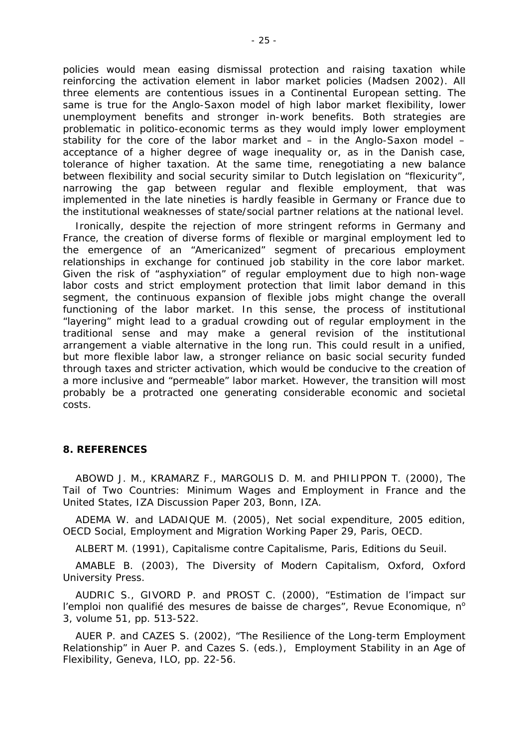policies would mean easing dismissal protection and raising taxation while reinforcing the activation element in labor market policies (Madsen 2002). All three elements are contentious issues in a Continental European setting. The same is true for the Anglo-Saxon model of high labor market flexibility, lower unemployment benefits and stronger in-work benefits. Both strategies are problematic in politico-economic terms as they would imply lower employment stability for the core of the labor market and – in the Anglo-Saxon model – acceptance of a higher degree of wage inequality or, as in the Danish case, tolerance of higher taxation. At the same time, renegotiating a new balance between flexibility and social security similar to Dutch legislation on "flexicurity", narrowing the gap between regular and flexible employment, that was implemented in the late nineties is hardly feasible in Germany or France due to the institutional weaknesses of state/social partner relations at the national level.

Ironically, despite the rejection of more stringent reforms in Germany and France, the creation of diverse forms of flexible or marginal employment led to the emergence of an "Americanized" segment of precarious employment relationships in exchange for continued job stability in the core labor market. Given the risk of "asphyxiation" of regular employment due to high non-wage labor costs and strict employment protection that limit labor demand in this segment, the continuous expansion of flexible jobs might change the overall functioning of the labor market. In this sense, the process of institutional "layering" might lead to a gradual crowding out of regular employment in the traditional sense and may make a general revision of the institutional arrangement a viable alternative in the long run. This could result in a unified, but more flexible labor law, a stronger reliance on basic social security funded through taxes and stricter activation, which would be conducive to the creation of a more inclusive and "permeable" labor market. However, the transition will most probably be a protracted one generating considerable economic and societal costs.

## 8. REFERENCES

ABOWD J. M., KRAMARZ F., MARGOLIS D. M. and PHILIPPON T. (2000), The Tail of Two Countries: Minimum Wages and Employment in France and the United States, IZA Discussion Paper 203, Bonn, IZA.

ADEMA W. and LADAIQUE M. (2005), Net social expenditure, 2005 edition, OECD Social, Employment and Migration Working Paper 29, Paris, OECD.

ALBERT M. (1991), Capitalisme contre Capitalisme, Paris, Editions du Seuil.

AMABLE B. (2003), The Diversity of Modern Capitalism, Oxford, Oxford University Press.

AUDRIC S., GIVORD P. and PROST C. (2000), "Estimation de l'impact sur l'emploi non qualifié des mesures de baisse de charges", Revue Economique, n° 3, volume 51, pp. 513-522.

AUER P. and CAZES S. (2002), "The Resilience of the Long-term Employment Relationship" in Auer P. and Cazes S. (eds.), Employment Stability in an Age of Flexibility, Geneva, ILO, pp. 22-56.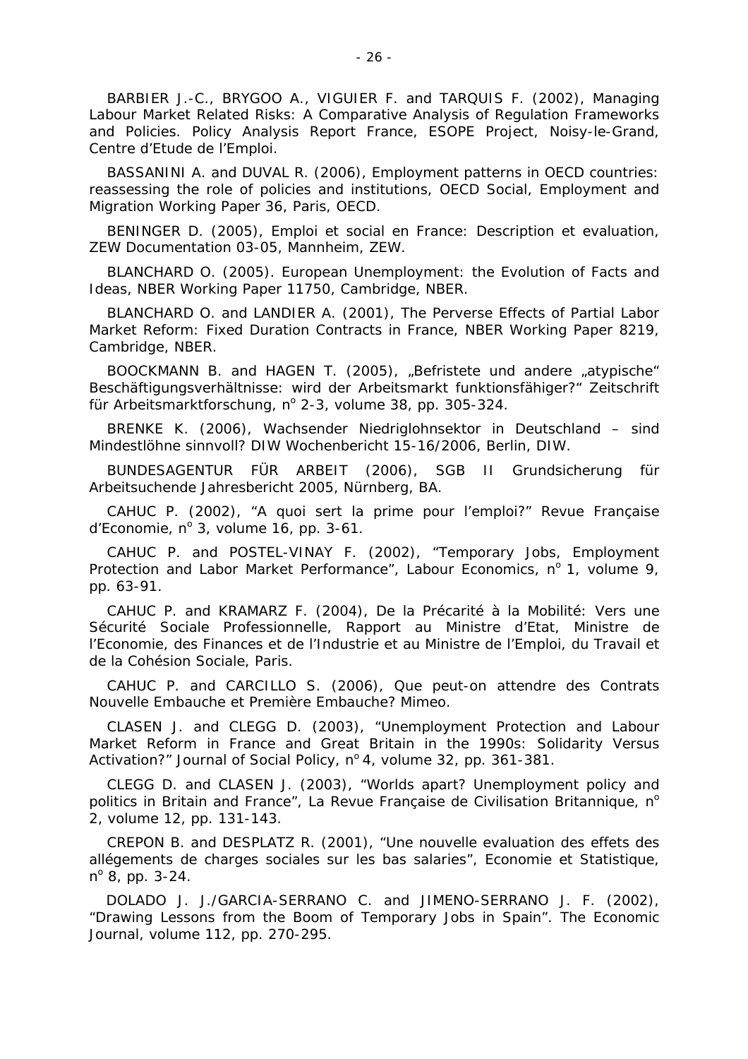BARBIER J.-C., BRYGOO A., VIGUIER F. and TARQUIS F. (2002), Managing Labour Market Related Risks: A Comparative Analysis of Regulation Frameworks and Policies. Policy Analysis Report France, ESOPE Project, Noisy-le-Grand, Centre d'Etude de l'Emploi.

BASSANINI A. and DUVAL R. (2006), Employment patterns in OECD countries: reassessing the role of policies and institutions, OECD Social, Employment and Migration Working Paper 36, Paris, OECD.

BENINGER D. (2005), Emploi et social en France: Description et evaluation, ZEW Documentation 03-05, Mannheim, ZEW.

BLANCHARD O. (2005). European Unemployment: the Evolution of Facts and Ideas, NBER Working Paper 11750, Cambridge, NBER.

BLANCHARD O. and LANDIER A. (2001), The Perverse Effects of Partial Labor Market Reform: Fixed Duration Contracts in France, NBER Working Paper 8219, Cambridge, NBER.

BOOCKMANN B. and HAGEN T. (2005), „Befristete und andere „atypische" Beschäftigungsverhältnisse: wird der Arbeitsmarkt funktionsfähiger?" Zeitschrift für Arbeitsmarktforschung, n° 2-3, volume 38, pp. 305-324.

BRENKE K. (2006), Wachsender Niedriglohnsektor in Deutschland – sind Mindestlöhne sinnvoll? DIW Wochenbericht 15-16/2006, Berlin, DIW.

BUNDESAGENTUR FÜR ARBEIT (2006), SGB II Grundsicherung für Arbeitsuchende Jahresbericht 2005, Nürnberg, BA.

CAHUC P. (2002), "A quoi sert la prime pour l'emploi?" Revue Française d'Economie, n° 3, volume 16, pp. 3-61.

CAHUC P. and POSTEL-VINAY F. (2002), "Temporary Jobs, Employment Protection and Labor Market Performance", Labour Economics, n° 1, volume 9, pp. 63-91.

CAHUC P. and KRAMARZ F. (2004), De la Précarité à la Mobilité: Vers une Sécurité Sociale Professionnelle, Rapport au Ministre d'Etat, Ministre de l'Economie, des Finances et de l'Industrie et au Ministre de l'Emploi, du Travail et de la Cohésion Sociale, Paris.

CAHUC P. and CARCILLO S. (2006), Que peut-on attendre des Contrats Nouvelle Embauche et Première Embauche? Mimeo.

CLASEN J. and CLEGG D. (2003), "Unemployment Protection and Labour Market Reform in France and Great Britain in the 1990s: Solidarity Versus Activation?" Journal of Social Policy, n° 4, volume 32, pp. 361-381.

CLEGG D. and CLASEN J. (2003), "Worlds apart? Unemployment policy and politics in Britain and France", La Revue Française de Civilisation Britannique, n° 2, volume 12, pp. 131-143.

CREPON B. and DESPLATZ R. (2001), "Une nouvelle evaluation des effets des allégements de charges sociales sur les bas salaries", Economie et Statistique, n° 8, pp. 3-24.

DOLADO J. J./GARCIA-SERRANO C. and JIMENO-SERRANO J. F. (2002), "Drawing Lessons from the Boom of Temporary Jobs in Spain". The Economic Journal, volume 112, pp. 270-295.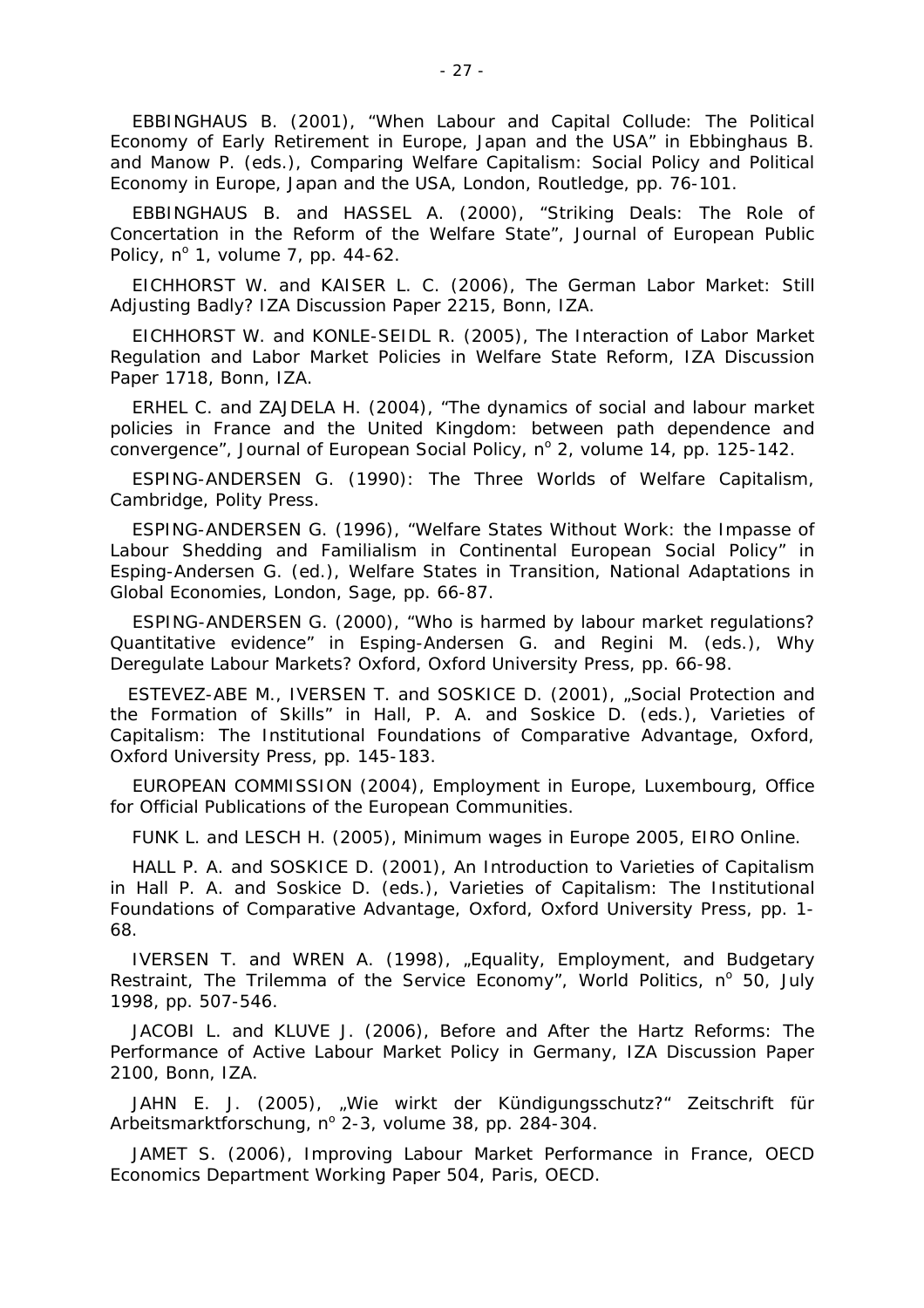EBBINGHAUS B. (2001), “When Labour and Capital Collude: The Political Economy of Early Retirement in Europe, Japan and the USA” in Ebbinghaus B. and Manow P. (eds.), Comparing Welfare Capitalism: Social Policy and Political Economy in Europe, Japan and the USA, London, Routledge, pp. 76-101.

EBBINGHAUS B. and HASSEL A. (2000), “Striking Deals: The Role of Concertation in the Reform of the Welfare State”, Journal of European Public Policy, n° 1, volume 7, pp. 44-62.

EICHHORST W. and KAISER L. C. (2006), The German Labor Market: Still Adjusting Badly? IZA Discussion Paper 2215, Bonn, IZA.

EICHHORST W. and KONLE-SEIDL R. (2005), The Interaction of Labor Market Regulation and Labor Market Policies in Welfare State Reform, IZA Discussion Paper 1718, Bonn, IZA.

ERHEL C. and ZAJDELA H. (2004), “The dynamics of social and labour market policies in France and the United Kingdom: between path dependence and convergence”, Journal of European Social Policy, n° 2, volume 14, pp. 125-142.

ESPING-ANDERSEN G. (1990): The Three Worlds of Welfare Capitalism, Cambridge, Polity Press.

ESPING-ANDERSEN G. (1996), “Welfare States Without Work: the Impasse of Labour Shedding and Familialism in Continental European Social Policy” in Esping-Andersen G. (ed.), Welfare States in Transition, National Adaptations in Global Economies, London, Sage, pp. 66-87.

ESPING-ANDERSEN G. (2000), “Who is harmed by labour market regulations? Quantitative evidence” in Esping-Andersen G. and Regini M. (eds.), Why Deregulate Labour Markets? Oxford, Oxford University Press, pp. 66-98.

ESTEVEZ-ABE M., IVERSEN T. and SOSKICE D. (2001), „Social Protection and the Formation of Skills” in Hall, P. A. and Soskice D. (eds.), Varieties of Capitalism: The Institutional Foundations of Comparative Advantage, Oxford, Oxford University Press, pp. 145-183.

EUROPEAN COMMISSION (2004), Employment in Europe, Luxembourg, Office for Official Publications of the European Communities.

FUNK L. and LESCH H. (2005), Minimum wages in Europe 2005, EIRO Online.

HALL P. A. and SOSKICE D. (2001), An Introduction to Varieties of Capitalism in Hall P. A. and Soskice D. (eds.), Varieties of Capitalism: The Institutional Foundations of Comparative Advantage, Oxford, Oxford University Press, pp. 1-68.

IVERSEN T. and WREN A. (1998), „Equality, Employment, and Budgetary Restraint, The Trilemma of the Service Economy”, World Politics, n° 50, July 1998, pp. 507-546.

JACOBI L. and KLUVE J. (2006), Before and After the Hartz Reforms: The Performance of Active Labour Market Policy in Germany, IZA Discussion Paper 2100, Bonn, IZA.

JAHN E. J. (2005), „Wie wirkt der Kündigungsschutz?“ Zeitschrift für Arbeitsmarktforschung, n° 2-3, volume 38, pp. 284-304.

JAMET S. (2006), Improving Labour Market Performance in France, OECD Economics Department Working Paper 504, Paris, OECD.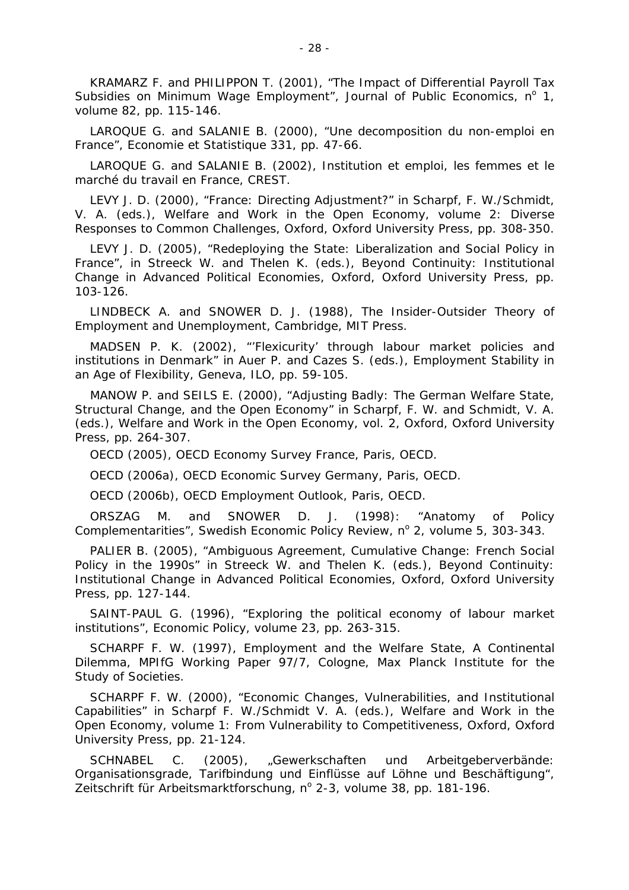KRAMARZ F. and PHILIPPON T. (2001), "The Impact of Differential Payroll Tax Subsidies on Minimum Wage Employment", Journal of Public Economics, n° 1, volume 82, pp. 115-146.

LAROQUE G. and SALANIE B. (2000), "Une decomposition du non-emploi en France", Economie et Statistique 331, pp. 47-66.

LAROQUE G. and SALANIE B. (2002), Institution et emploi, les femmes et le marché du travail en France, CREST.

LEVY J. D. (2000), "France: Directing Adjustment?" in Scharpf, F. W./Schmidt, V. A. (eds.), Welfare and Work in the Open Economy, volume 2: Diverse Responses to Common Challenges, Oxford, Oxford University Press, pp. 308-350.

LEVY J. D. (2005), "Redeploying the State: Liberalization and Social Policy in France", in Streeck W. and Thelen K. (eds.), Beyond Continuity: Institutional Change in Advanced Political Economies, Oxford, Oxford University Press, pp. 103-126.

LINDBECK A. and SNOWER D. J. (1988), The Insider-Outsider Theory of Employment and Unemployment, Cambridge, MIT Press.

MADSEN P. K. (2002), "'Flexicurity' through labour market policies and institutions in Denmark" in Auer P. and Cazes S. (eds.), Employment Stability in an Age of Flexibility, Geneva, ILO, pp. 59-105.

MANOW P. and SEILS E. (2000), "Adjusting Badly: The German Welfare State, Structural Change, and the Open Economy" in Scharpf, F. W. and Schmidt, V. A. (eds.), Welfare and Work in the Open Economy, vol. 2, Oxford, Oxford University Press, pp. 264-307.

OECD (2005), OECD Economy Survey France, Paris, OECD.

OECD (2006a), OECD Economic Survey Germany, Paris, OECD.

OECD (2006b), OECD Employment Outlook, Paris, OECD.

ORSZAG M. and SNOWER D. J. (1998): "Anatomy of Policy Complementarities", Swedish Economic Policy Review, n° 2, volume 5, 303-343.

PALIER B. (2005), "Ambiguous Agreement, Cumulative Change: French Social Policy in the 1990s" in Streeck W. and Thelen K. (eds.), Beyond Continuity: Institutional Change in Advanced Political Economies, Oxford, Oxford University Press, pp. 127-144.

SAINT-PAUL G. (1996), "Exploring the political economy of labour market institutions", Economic Policy, volume 23, pp. 263-315.

SCHARPF F. W. (1997), Employment and the Welfare State, A Continental Dilemma, MPIfG Working Paper 97/7, Cologne, Max Planck Institute for the Study of Societies.

SCHARPF F. W. (2000), "Economic Changes, Vulnerabilities, and Institutional Capabilities" in Scharpf F. W./Schmidt V. A. (eds.), Welfare and Work in the Open Economy, volume 1: From Vulnerability to Competitiveness, Oxford, Oxford University Press, pp. 21-124.

SCHNABEL C. (2005), „Gewerkschaften und Arbeitgeberverbände: Organisationsgrade, Tarifbindung und Einflüsse auf Löhne und Beschäftigung", Zeitschrift für Arbeitsmarktforschung, n° 2-3, volume 38, pp. 181-196.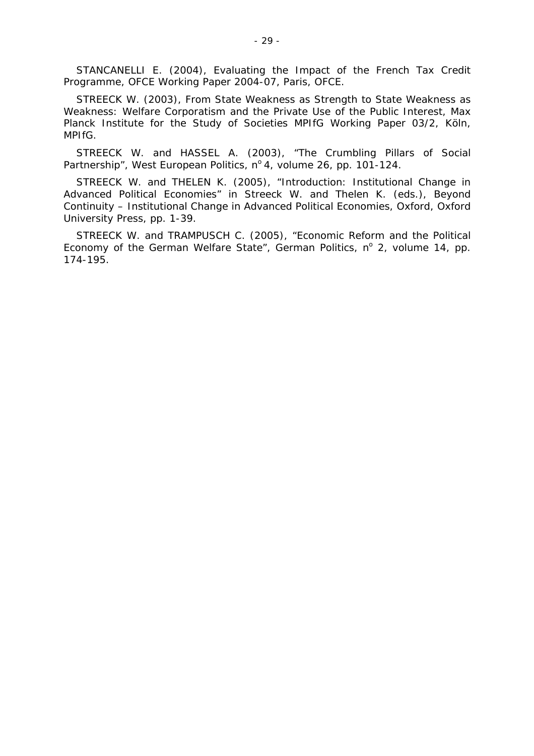STANCANELLI E. (2004), Evaluating the Impact of the French Tax Credit Programme, OFCE Working Paper 2004-07, Paris, OFCE.

STREECK W. (2003), From State Weakness as Strength to State Weakness as Weakness: Welfare Corporatism and the Private Use of the Public Interest, Max Planck Institute for the Study of Societies MPIfG Working Paper 03/2, Köln, MPIfG.

STREECK W. and HASSEL A. (2003), "The Crumbling Pillars of Social Partnership", West European Politics, n° 4, volume 26, pp. 101-124.

STREECK W. and THELEN K. (2005), "Introduction: Institutional Change in Advanced Political Economies" in Streeck W. and Thelen K. (eds.), Beyond Continuity – Institutional Change in Advanced Political Economies, Oxford, Oxford University Press, pp. 1-39.

STREECK W. and TRAMPUSCH C. (2005), "Economic Reform and the Political Economy of the German Welfare State", German Politics, n° 2, volume 14, pp. 174-195.